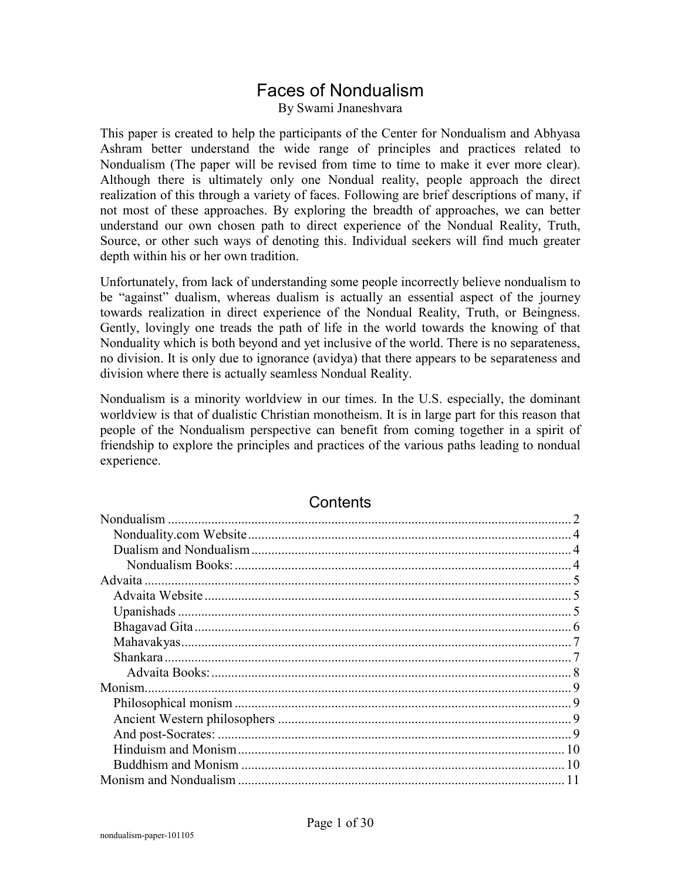# Faces of Nondualism

By Swami Jnaneshvara

This paper is created to help the participants of the Center for Nondualism and Abhyasa Ashram better understand the wide range of principles and practices related to Nondualism (The paper will be revised from time to time to make it ever more clear). Although there is ultimately only one Nondual reality, people approach the direct realization of this through a variety of faces. Following are brief descriptions of many, if not most of these approaches. By exploring the breadth of approaches, we can better understand our own chosen path to direct experience of the Nondual Reality, Truth, Source, or other such ways of denoting this. Individual seekers will find much greater depth within his or her own tradition.

Unfortunately, from lack of understanding some people incorrectly believe nondualism to be "against" dualism, whereas dualism is actually an essential aspect of the journey towards realization in direct experience of the Nondual Reality, Truth, or Beingness. Gently, lovingly one treads the path of life in the world towards the knowing of that Nonduality which is both beyond and yet inclusive of the world. There is no separateness, no division. It is only due to ignorance (avidya) that there appears to be separateness and division where there is actually seamless Nondual Reality.

Nondualism is a minority worldview in our times. In the U.S. especially, the dominant worldview is that of dualistic Christian monotheism. It is in large part for this reason that people of the Nondualism perspective can benefit from coming together in a spirit of friendship to explore the principles and practices of the various paths leading to nondual experience.

## Contents

- Nondualism ........ 2
  - Nonduality.com Website ........ 4
  - Dualism and Nondualism ........ 4
    - Nondualism Books: ........ 4
- Advaita ........ 5
  - Advaita Website ........ 5
  - Upanishads ........ 5
  - Bhagavad Gita ........ 6
  - Mahavakyas ........ 7
  - Shankara ........ 7
    - Advaita Books: ........ 8
- Monism ........ 9
  - Philosophical monism ........ 9
  - Ancient Western philosophers ........ 9
  - And post-Socrates: ........ 9
  - Hinduism and Monism ........ 10
  - Buddhism and Monism ........ 10
- Monism and Nondualism ........ 11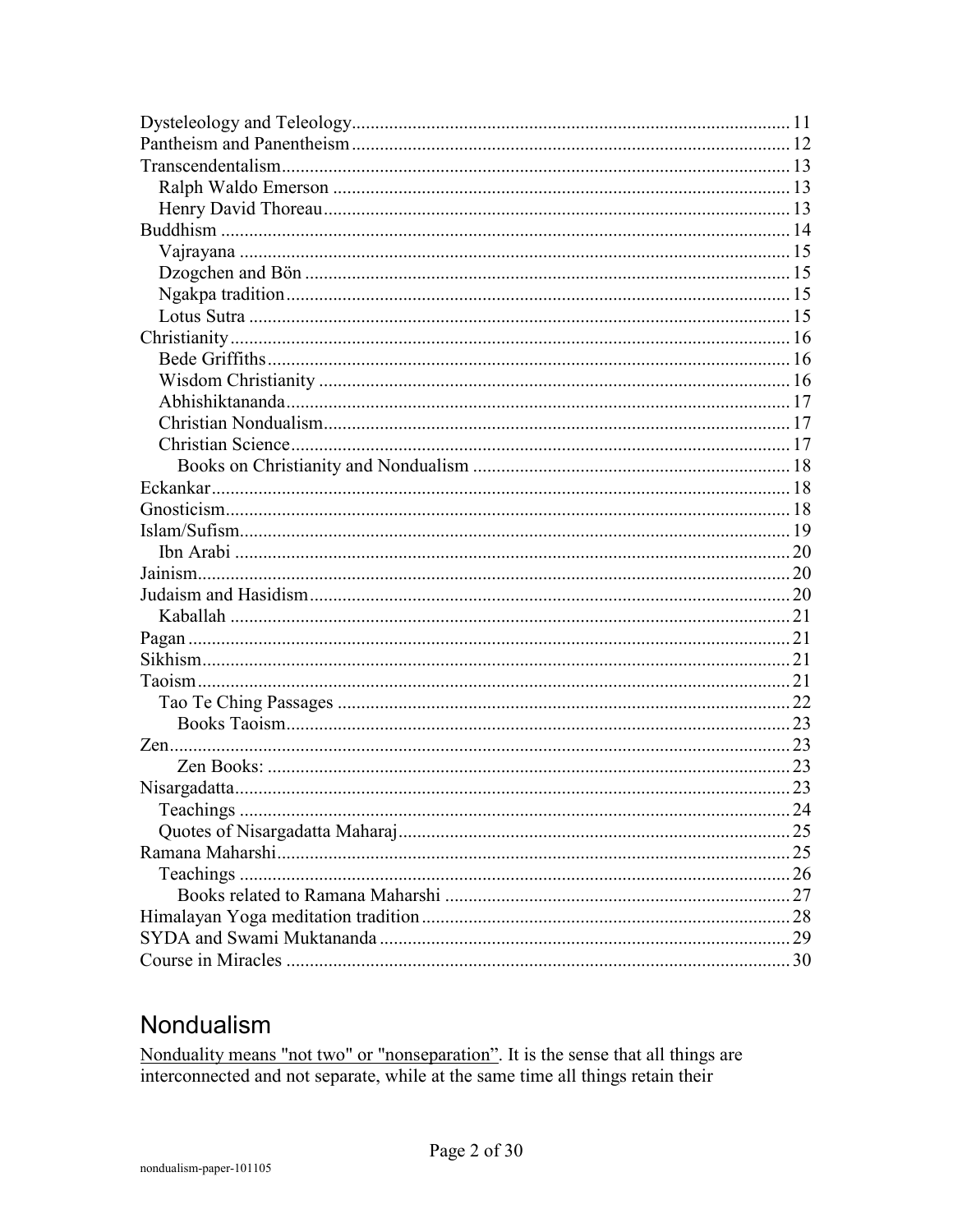Dysteleology and Teleology ........ 11
Pantheism and Panentheism ........ 12
Transcendentalism ........ 13
  Ralph Waldo Emerson ........ 13
  Henry David Thoreau ........ 13
Buddhism ........ 14
  Vajrayana ........ 15
  Dzogchen and Bön ........ 15
  Ngakpa tradition ........ 15
  Lotus Sutra ........ 15
Christianity ........ 16
  Bede Griffiths ........ 16
  Wisdom Christianity ........ 16
  Abhishiktananda ........ 17
  Christian Nondualism ........ 17
  Christian Science ........ 17
    Books on Christianity and Nondualism ........ 18
Eckankar ........ 18
Gnosticism ........ 18
Islam/Sufism ........ 19
  Ibn Arabi ........ 20
Jainism ........ 20
Judaism and Hasidism ........ 20
  Kaballah ........ 21
Pagan ........ 21
Sikhism ........ 21
Taoism ........ 21
  Tao Te Ching Passages ........ 22
    Books Taoism ........ 23
Zen ........ 23
    Zen Books: ........ 23
Nisargadatta ........ 23
  Teachings ........ 24
  Quotes of Nisargadatta Maharaj ........ 25
Ramana Maharshi ........ 25
  Teachings ........ 26
    Books related to Ramana Maharshi ........ 27
Himalayan Yoga meditation tradition ........ 28
SYDA and Swami Muktananda ........ 29
Course in Miracles ........ 30

# Nondualism

Nonduality means "not two" or "nonseparation". It is the sense that all things are interconnected and not separate, while at the same time all things retain their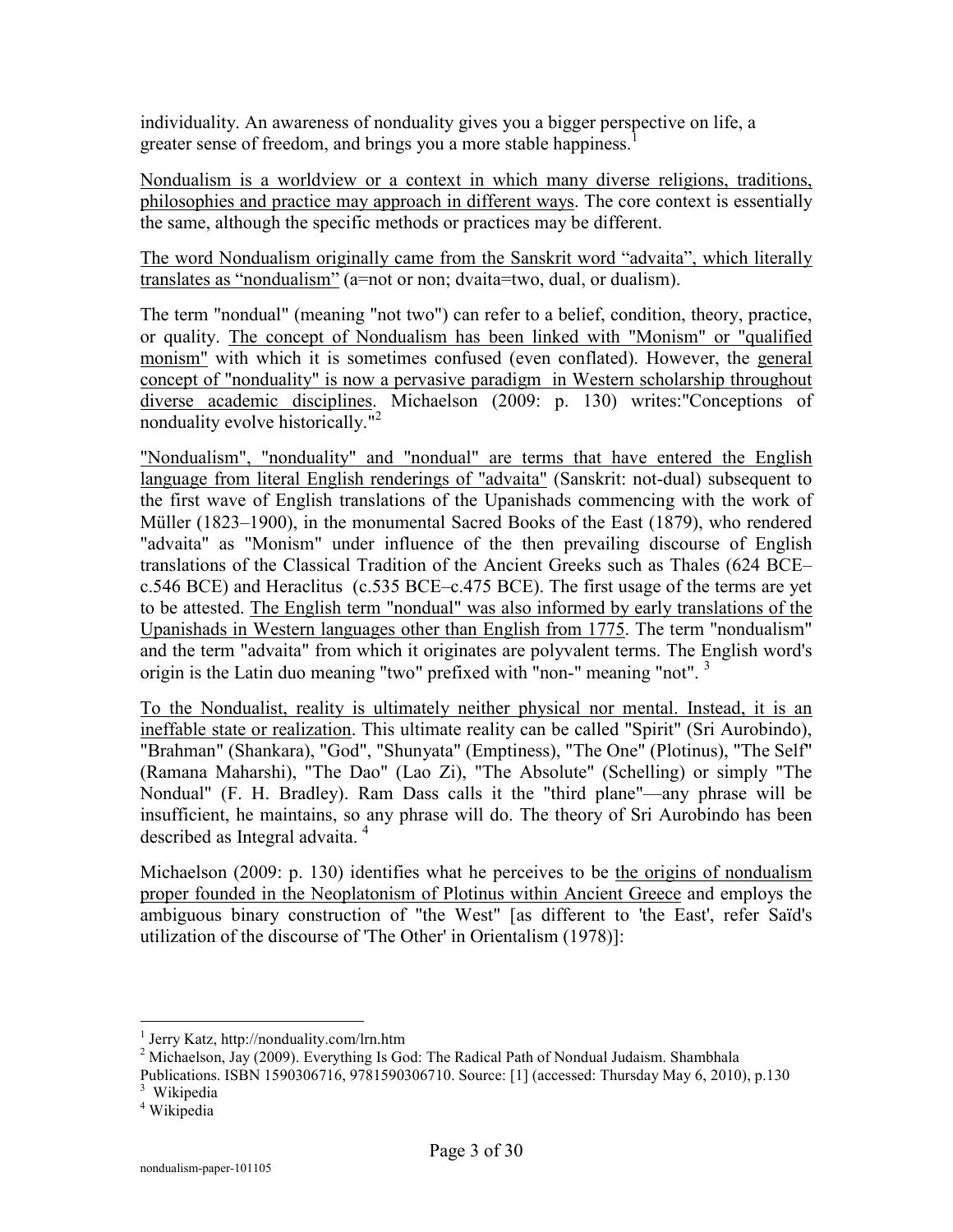individuality. An awareness of nonduality gives you a bigger perspective on life, a greater sense of freedom, and brings you a more stable happiness.[1]

<u>Nondualism is a worldview or a context in which many diverse religions, traditions, philosophies and practice may approach in different ways</u>. The core context is essentially the same, although the specific methods or practices may be different.

<u>The word Nondualism originally came from the Sanskrit word "advaita", which literally translates as "nondualism"</u> (a=not or non; dvaita=two, dual, or dualism).

The term "nondual" (meaning "not two") can refer to a belief, condition, theory, practice, or quality. <u>The concept of Nondualism has been linked with "Monism" or "qualified monism"</u> with which it is sometimes confused (even conflated). However, the <u>general concept of "nonduality" is now a pervasive paradigm in Western scholarship throughout diverse academic disciplines</u>. Michaelson (2009: p. 130) writes:"Conceptions of nonduality evolve historically."[2]

<u>"Nondualism", "nonduality" and "nondual" are terms that have entered the English language from literal English renderings of "advaita"</u> (Sanskrit: not-dual) subsequent to the first wave of English translations of the Upanishads commencing with the work of Müller (1823–1900), in the monumental Sacred Books of the East (1879), who rendered "advaita" as "Monism" under influence of the then prevailing discourse of English translations of the Classical Tradition of the Ancient Greeks such as Thales (624 BCE–c.546 BCE) and Heraclitus (c.535 BCE–c.475 BCE). The first usage of the terms are yet to be attested. <u>The English term "nondual" was also informed by early translations of the Upanishads in Western languages other than English from 1775</u>. The term "nondualism" and the term "advaita" from which it originates are polyvalent terms. The English word's origin is the Latin duo meaning "two" prefixed with "non-" meaning "not". [3]

<u>To the Nondualist, reality is ultimately neither physical nor mental. Instead, it is an ineffable state or realization</u>. This ultimate reality can be called "Spirit" (Sri Aurobindo), "Brahman" (Shankara), "God", "Shunyata" (Emptiness), "The One" (Plotinus), "The Self" (Ramana Maharshi), "The Dao" (Lao Zi), "The Absolute" (Schelling) or simply "The Nondual" (F. H. Bradley). Ram Dass calls it the "third plane"—any phrase will be insufficient, he maintains, so any phrase will do. The theory of Sri Aurobindo has been described as Integral advaita. [4]

Michaelson (2009: p. 130) identifies what he perceives to be <u>the origins of nondualism proper founded in the Neoplatonism of Plotinus within Ancient Greece</u> and employs the ambiguous binary construction of "the West" [as different to 'the East', refer Saïd's utilization of the discourse of 'The Other' in Orientalism (1978)]:

---

[1] Jerry Katz, http://nonduality.com/lrn.htm

[2] Michaelson, Jay (2009). Everything Is God: The Radical Path of Nondual Judaism. Shambhala Publications. ISBN 1590306716, 9781590306710. Source: [1] (accessed: Thursday May 6, 2010), p.130

[3] Wikipedia

[4] Wikipedia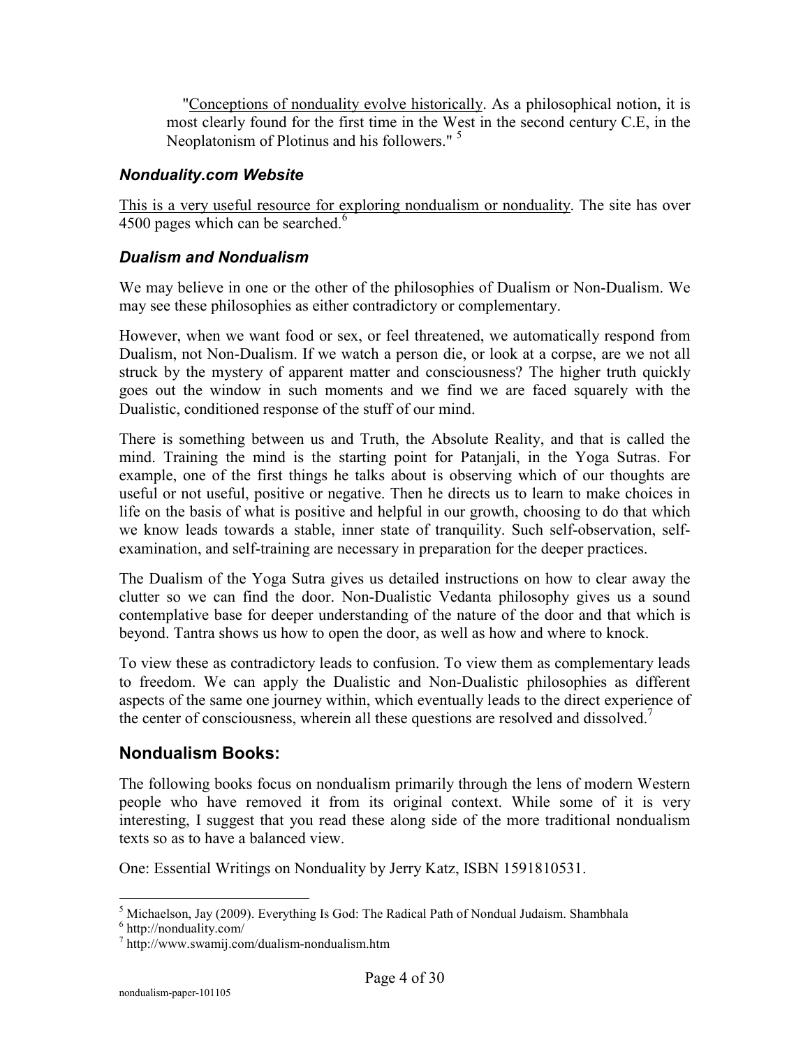"Conceptions of nonduality evolve historically. As a philosophical notion, it is most clearly found for the first time in the West in the second century C.E, in the Neoplatonism of Plotinus and his followers." [5]

### *Nonduality.com Website*

This is a very useful resource for exploring nondualism or nonduality. The site has over 4500 pages which can be searched.[6]

### *Dualism and Nondualism*

We may believe in one or the other of the philosophies of Dualism or Non-Dualism. We may see these philosophies as either contradictory or complementary.

However, when we want food or sex, or feel threatened, we automatically respond from Dualism, not Non-Dualism. If we watch a person die, or look at a corpse, are we not all struck by the mystery of apparent matter and consciousness? The higher truth quickly goes out the window in such moments and we find we are faced squarely with the Dualistic, conditioned response of the stuff of our mind.

There is something between us and Truth, the Absolute Reality, and that is called the mind. Training the mind is the starting point for Patanjali, in the Yoga Sutras. For example, one of the first things he talks about is observing which of our thoughts are useful or not useful, positive or negative. Then he directs us to learn to make choices in life on the basis of what is positive and helpful in our growth, choosing to do that which we know leads towards a stable, inner state of tranquility. Such self-observation, self-examination, and self-training are necessary in preparation for the deeper practices.

The Dualism of the Yoga Sutra gives us detailed instructions on how to clear away the clutter so we can find the door. Non-Dualistic Vedanta philosophy gives us a sound contemplative base for deeper understanding of the nature of the door and that which is beyond. Tantra shows us how to open the door, as well as how and where to knock.

To view these as contradictory leads to confusion. To view them as complementary leads to freedom. We can apply the Dualistic and Non-Dualistic philosophies as different aspects of the same one journey within, which eventually leads to the direct experience of the center of consciousness, wherein all these questions are resolved and dissolved.[7]

## Nondualism Books:

The following books focus on nondualism primarily through the lens of modern Western people who have removed it from its original context. While some of it is very interesting, I suggest that you read these along side of the more traditional nondualism texts so as to have a balanced view.

One: Essential Writings on Nonduality by Jerry Katz, ISBN 1591810531.

---

[5] Michaelson, Jay (2009). Everything Is God: The Radical Path of Nondual Judaism. Shambhala

[6] http://nonduality.com/

[7] http://www.swamij.com/dualism-nondualism.htm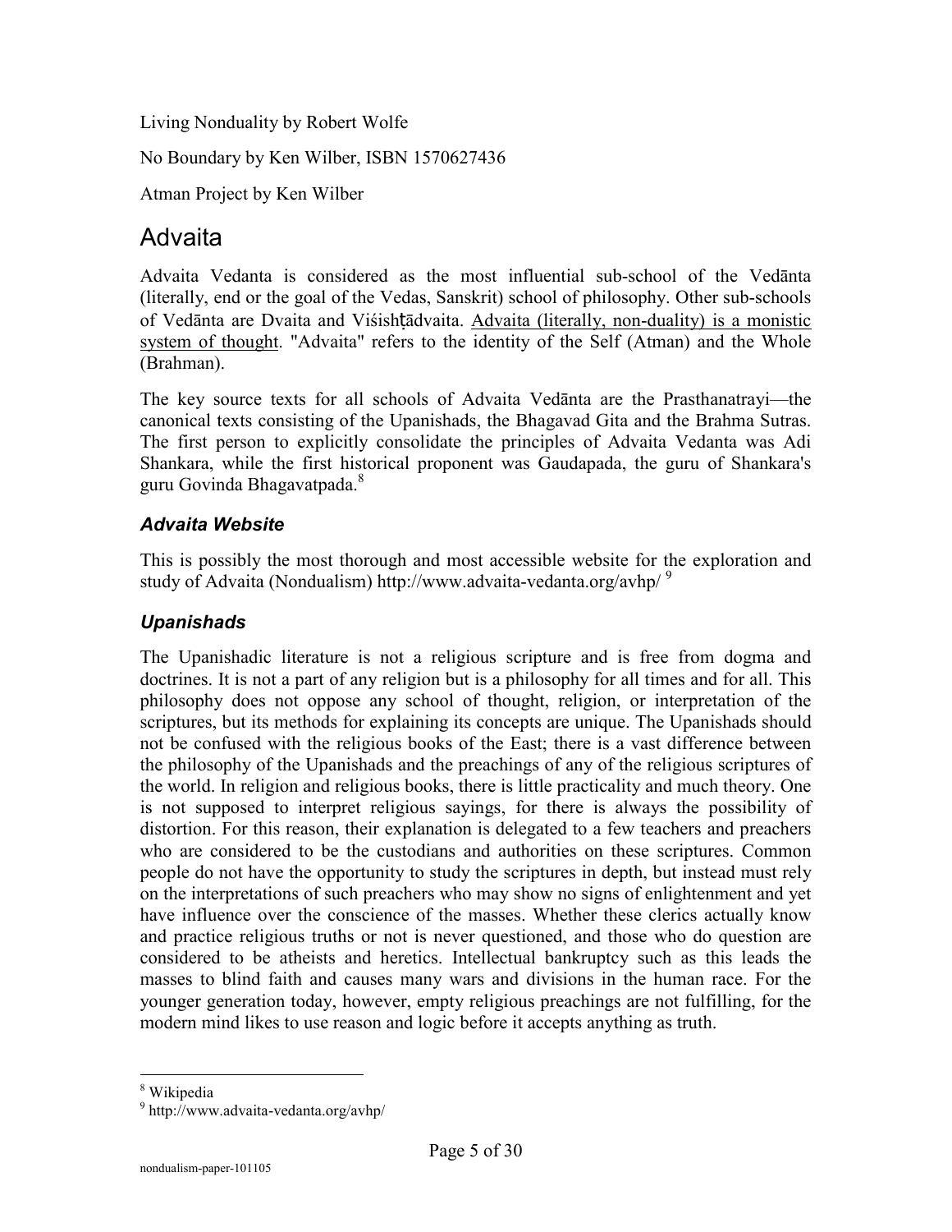Living Nonduality by Robert Wolfe

No Boundary by Ken Wilber, ISBN 1570627436

Atman Project by Ken Wilber

# Advaita

Advaita Vedanta is considered as the most influential sub-school of the Vedānta (literally, end or the goal of the Vedas, Sanskrit) school of philosophy. Other sub-schools of Vedānta are Dvaita and Viśishṭādvaita. Advaita (literally, non-duality) is a monistic system of thought. "Advaita" refers to the identity of the Self (Atman) and the Whole (Brahman).

The key source texts for all schools of Advaita Vedānta are the Prasthanatrayi—the canonical texts consisting of the Upanishads, the Bhagavad Gita and the Brahma Sutras. The first person to explicitly consolidate the principles of Advaita Vedanta was Adi Shankara, while the first historical proponent was Gaudapada, the guru of Shankara's guru Govinda Bhagavatpada.[8]

### *Advaita Website*

This is possibly the most thorough and most accessible website for the exploration and study of Advaita (Nondualism) http://www.advaita-vedanta.org/avhp/ [9]

### *Upanishads*

The Upanishadic literature is not a religious scripture and is free from dogma and doctrines. It is not a part of any religion but is a philosophy for all times and for all. This philosophy does not oppose any school of thought, religion, or interpretation of the scriptures, but its methods for explaining its concepts are unique. The Upanishads should not be confused with the religious books of the East; there is a vast difference between the philosophy of the Upanishads and the preachings of any of the religious scriptures of the world. In religion and religious books, there is little practicality and much theory. One is not supposed to interpret religious sayings, for there is always the possibility of distortion. For this reason, their explanation is delegated to a few teachers and preachers who are considered to be the custodians and authorities on these scriptures. Common people do not have the opportunity to study the scriptures in depth, but instead must rely on the interpretations of such preachers who may show no signs of enlightenment and yet have influence over the conscience of the masses. Whether these clerics actually know and practice religious truths or not is never questioned, and those who do question are considered to be atheists and heretics. Intellectual bankruptcy such as this leads the masses to blind faith and causes many wars and divisions in the human race. For the younger generation today, however, empty religious preachings are not fulfilling, for the modern mind likes to use reason and logic before it accepts anything as truth.

---

[8] Wikipedia

[9] http://www.advaita-vedanta.org/avhp/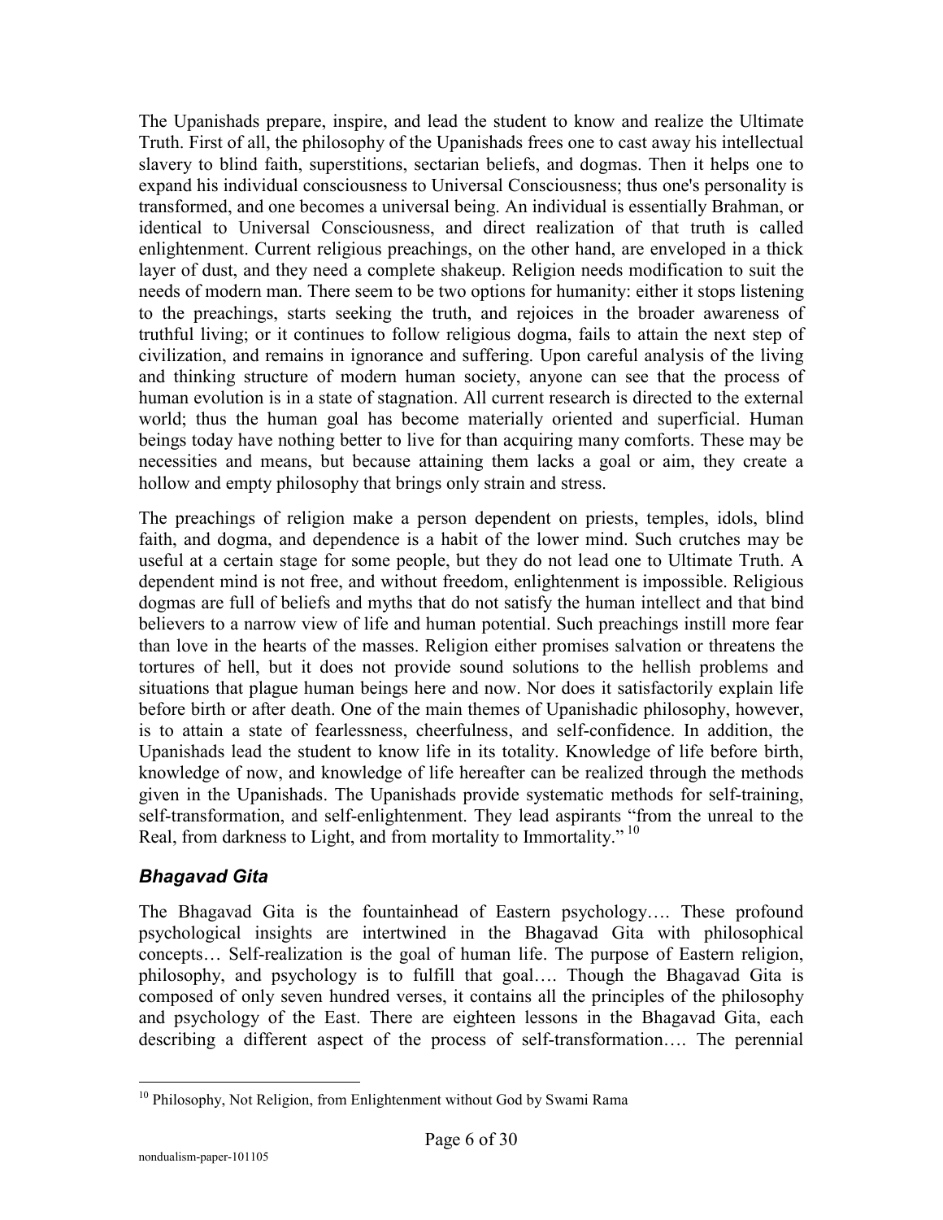The Upanishads prepare, inspire, and lead the student to know and realize the Ultimate Truth. First of all, the philosophy of the Upanishads frees one to cast away his intellectual slavery to blind faith, superstitions, sectarian beliefs, and dogmas. Then it helps one to expand his individual consciousness to Universal Consciousness; thus one's personality is transformed, and one becomes a universal being. An individual is essentially Brahman, or identical to Universal Consciousness, and direct realization of that truth is called enlightenment. Current religious preachings, on the other hand, are enveloped in a thick layer of dust, and they need a complete shakeup. Religion needs modification to suit the needs of modern man. There seem to be two options for humanity: either it stops listening to the preachings, starts seeking the truth, and rejoices in the broader awareness of truthful living; or it continues to follow religious dogma, fails to attain the next step of civilization, and remains in ignorance and suffering. Upon careful analysis of the living and thinking structure of modern human society, anyone can see that the process of human evolution is in a state of stagnation. All current research is directed to the external world; thus the human goal has become materially oriented and superficial. Human beings today have nothing better to live for than acquiring many comforts. These may be necessities and means, but because attaining them lacks a goal or aim, they create a hollow and empty philosophy that brings only strain and stress.

The preachings of religion make a person dependent on priests, temples, idols, blind faith, and dogma, and dependence is a habit of the lower mind. Such crutches may be useful at a certain stage for some people, but they do not lead one to Ultimate Truth. A dependent mind is not free, and without freedom, enlightenment is impossible. Religious dogmas are full of beliefs and myths that do not satisfy the human intellect and that bind believers to a narrow view of life and human potential. Such preachings instill more fear than love in the hearts of the masses. Religion either promises salvation or threatens the tortures of hell, but it does not provide sound solutions to the hellish problems and situations that plague human beings here and now. Nor does it satisfactorily explain life before birth or after death. One of the main themes of Upanishadic philosophy, however, is to attain a state of fearlessness, cheerfulness, and self-confidence. In addition, the Upanishads lead the student to know life in its totality. Knowledge of life before birth, knowledge of now, and knowledge of life hereafter can be realized through the methods given in the Upanishads. The Upanishads provide systematic methods for self-training, self-transformation, and self-enlightenment. They lead aspirants "from the unreal to the Real, from darkness to Light, and from mortality to Immortality." [10]

### *Bhagavad Gita*

The Bhagavad Gita is the fountainhead of Eastern psychology…. These profound psychological insights are intertwined in the Bhagavad Gita with philosophical concepts… Self-realization is the goal of human life. The purpose of Eastern religion, philosophy, and psychology is to fulfill that goal…. Though the Bhagavad Gita is composed of only seven hundred verses, it contains all the principles of the philosophy and psychology of the East. There are eighteen lessons in the Bhagavad Gita, each describing a different aspect of the process of self-transformation…. The perennial

[10] Philosophy, Not Religion, from Enlightenment without God by Swami Rama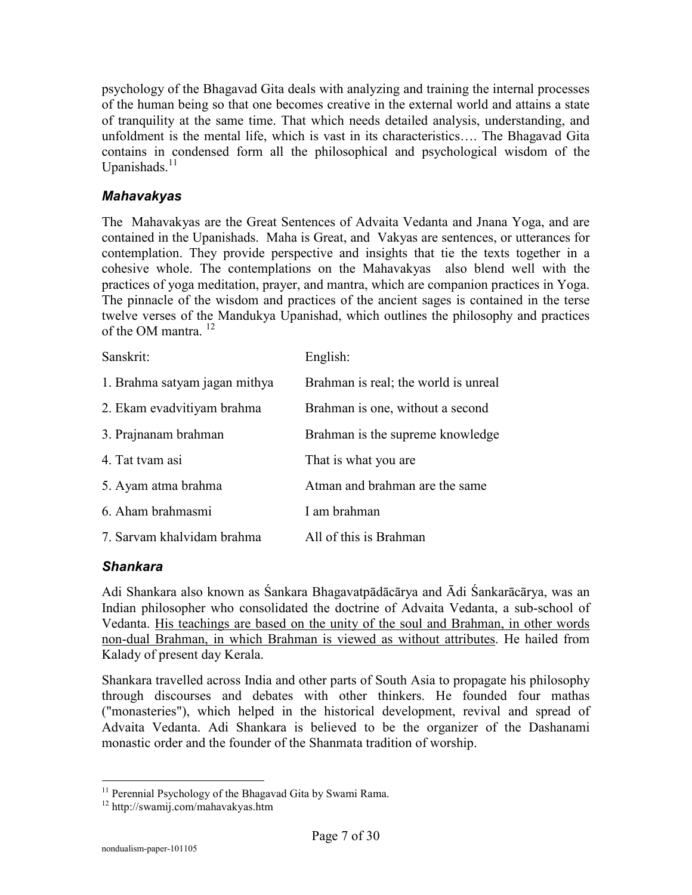psychology of the Bhagavad Gita deals with analyzing and training the internal processes of the human being so that one becomes creative in the external world and attains a state of tranquility at the same time. That which needs detailed analysis, understanding, and unfoldment is the mental life, which is vast in its characteristics…. The Bhagavad Gita contains in condensed form all the philosophical and psychological wisdom of the Upanishads.[11]

### *Mahavakyas*

The Mahavakyas are the Great Sentences of Advaita Vedanta and Jnana Yoga, and are contained in the Upanishads. Maha is Great, and Vakyas are sentences, or utterances for contemplation. They provide perspective and insights that tie the texts together in a cohesive whole. The contemplations on the Mahavakyas also blend well with the practices of yoga meditation, prayer, and mantra, which are companion practices in Yoga. The pinnacle of the wisdom and practices of the ancient sages is contained in the terse twelve verses of the Mandukya Upanishad, which outlines the philosophy and practices of the OM mantra. [12]

| Sanskrit: | English: |
|---|---|
| 1. Brahma satyam jagan mithya | Brahman is real; the world is unreal |
| 2. Ekam evadvitiyam brahma | Brahman is one, without a second |
| 3. Prajnanam brahman | Brahman is the supreme knowledge |
| 4. Tat tvam asi | That is what you are |
| 5. Ayam atma brahma | Atman and brahman are the same |
| 6. Aham brahmasmi | I am brahman |
| 7. Sarvam khalvidam brahma | All of this is Brahman |

### *Shankara*

Adi Shankara also known as Śankara Bhagavatpādācārya and Ādi Śankarācārya, was an Indian philosopher who consolidated the doctrine of Advaita Vedanta, a sub-school of Vedanta. <u>His teachings are based on the unity of the soul and Brahman, in other words non-dual Brahman, in which Brahman is viewed as without attributes</u>. He hailed from Kalady of present day Kerala.

Shankara travelled across India and other parts of South Asia to propagate his philosophy through discourses and debates with other thinkers. He founded four mathas ("monasteries"), which helped in the historical development, revival and spread of Advaita Vedanta. Adi Shankara is believed to be the organizer of the Dashanami monastic order and the founder of the Shanmata tradition of worship.

---

[11] Perennial Psychology of the Bhagavad Gita by Swami Rama.

[12] http://swamij.com/mahavakyas.htm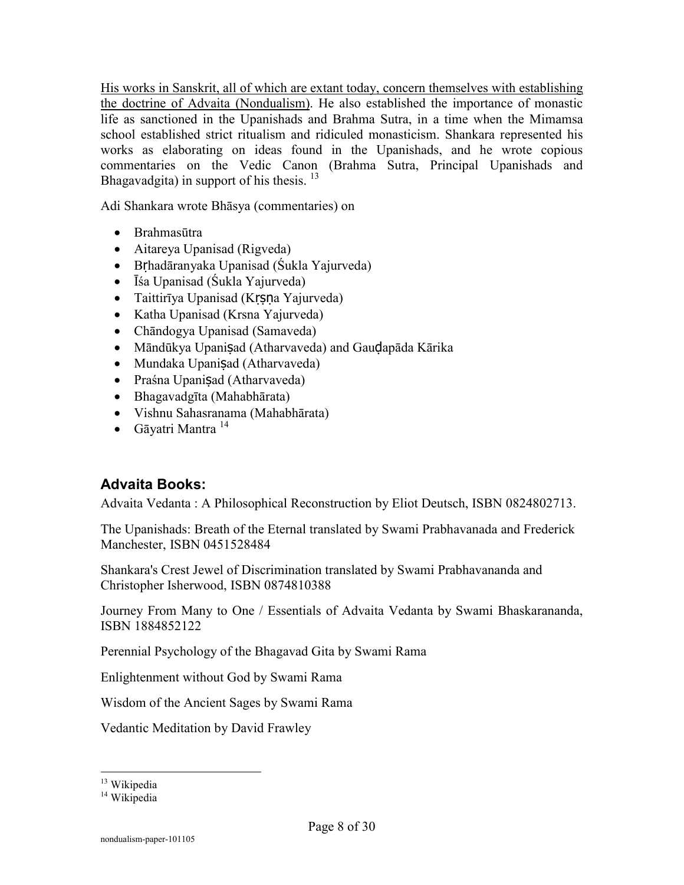His works in Sanskrit, all of which are extant today, concern themselves with establishing the doctrine of Advaita (Nondualism). He also established the importance of monastic life as sanctioned in the Upanishads and Brahma Sutra, in a time when the Mimamsa school established strict ritualism and ridiculed monasticism. Shankara represented his works as elaborating on ideas found in the Upanishads, and he wrote copious commentaries on the Vedic Canon (Brahma Sutra, Principal Upanishads and Bhagavadgita) in support of his thesis. [13]

Adi Shankara wrote Bhāsya (commentaries) on

- Brahmasūtra
- Aitareya Upanisad (Rigveda)
- Bṛhadāranyaka Upanisad (Śukla Yajurveda)
- Īśa Upanisad (Śukla Yajurveda)
- Taittirīya Upanisad (Kṛṣṇa Yajurveda)
- Katha Upanisad (Krsna Yajurveda)
- Chāndogya Upanisad (Samaveda)
- Māndūkya Upaniṣad (Atharvaveda) and Gauḍapāda Kārika
- Mundaka Upaniṣad (Atharvaveda)
- Praśna Upaniṣad (Atharvaveda)
- Bhagavadgīta (Mahabhārata)
- Vishnu Sahasranama (Mahabhārata)
- Gāyatri Mantra [14]

## Advaita Books:

Advaita Vedanta : A Philosophical Reconstruction by Eliot Deutsch, ISBN 0824802713.

The Upanishads: Breath of the Eternal translated by Swami Prabhavanada and Frederick Manchester, ISBN 0451528484

Shankara's Crest Jewel of Discrimination translated by Swami Prabhavananda and Christopher Isherwood, ISBN 0874810388

Journey From Many to One / Essentials of Advaita Vedanta by Swami Bhaskarananda, ISBN 1884852122

Perennial Psychology of the Bhagavad Gita by Swami Rama

Enlightenment without God by Swami Rama

Wisdom of the Ancient Sages by Swami Rama

Vedantic Meditation by David Frawley

---

[13] Wikipedia

[14] Wikipedia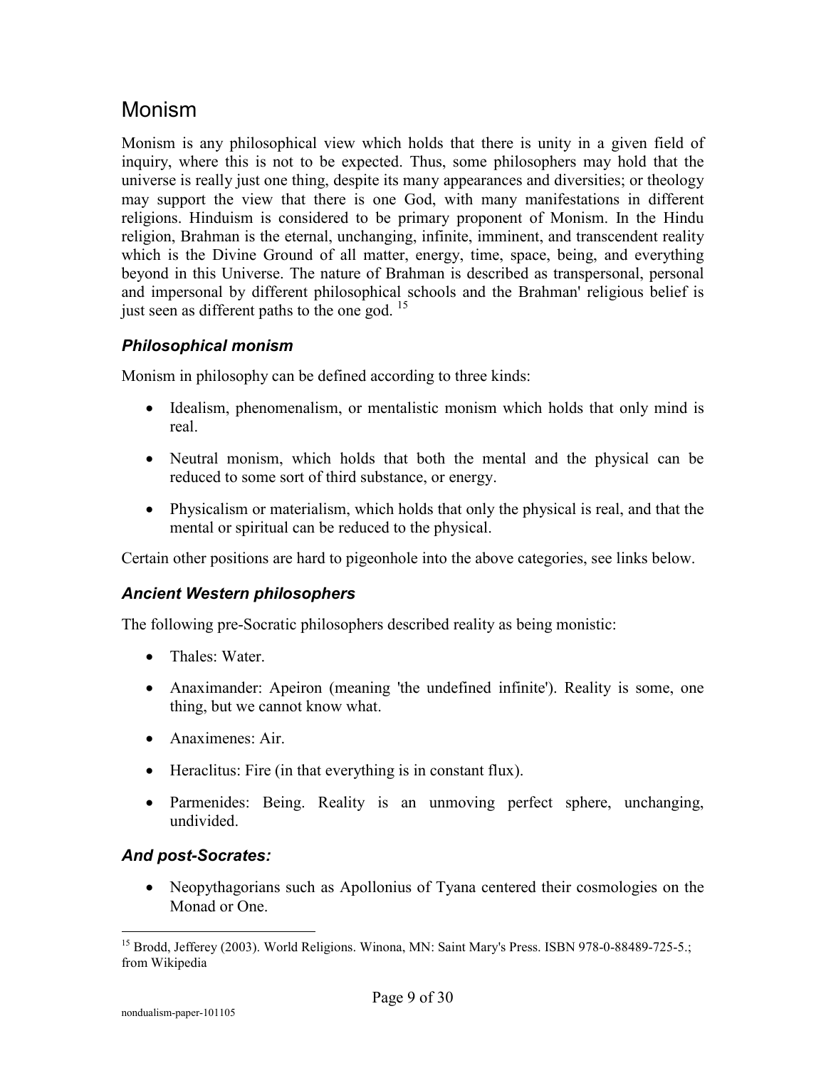## Monism

Monism is any philosophical view which holds that there is unity in a given field of inquiry, where this is not to be expected. Thus, some philosophers may hold that the universe is really just one thing, despite its many appearances and diversities; or theology may support the view that there is one God, with many manifestations in different religions. Hinduism is considered to be primary proponent of Monism. In the Hindu religion, Brahman is the eternal, unchanging, infinite, imminent, and transcendent reality which is the Divine Ground of all matter, energy, time, space, being, and everything beyond in this Universe. The nature of Brahman is described as transpersonal, personal and impersonal by different philosophical schools and the Brahman' religious belief is just seen as different paths to the one god. [15]

### *Philosophical monism*

Monism in philosophy can be defined according to three kinds:

- Idealism, phenomenalism, or mentalistic monism which holds that only mind is real.
- Neutral monism, which holds that both the mental and the physical can be reduced to some sort of third substance, or energy.
- Physicalism or materialism, which holds that only the physical is real, and that the mental or spiritual can be reduced to the physical.

Certain other positions are hard to pigeonhole into the above categories, see links below.

### *Ancient Western philosophers*

The following pre-Socratic philosophers described reality as being monistic:

- Thales: Water.
- Anaximander: Apeiron (meaning 'the undefined infinite'). Reality is some, one thing, but we cannot know what.
- Anaximenes: Air.
- Heraclitus: Fire (in that everything is in constant flux).
- Parmenides: Being. Reality is an unmoving perfect sphere, unchanging, undivided.

### *And post-Socrates:*

- Neopythagorians such as Apollonius of Tyana centered their cosmologies on the Monad or One.

[15] Brodd, Jefferey (2003). World Religions. Winona, MN: Saint Mary's Press. ISBN 978-0-88489-725-5.; from Wikipedia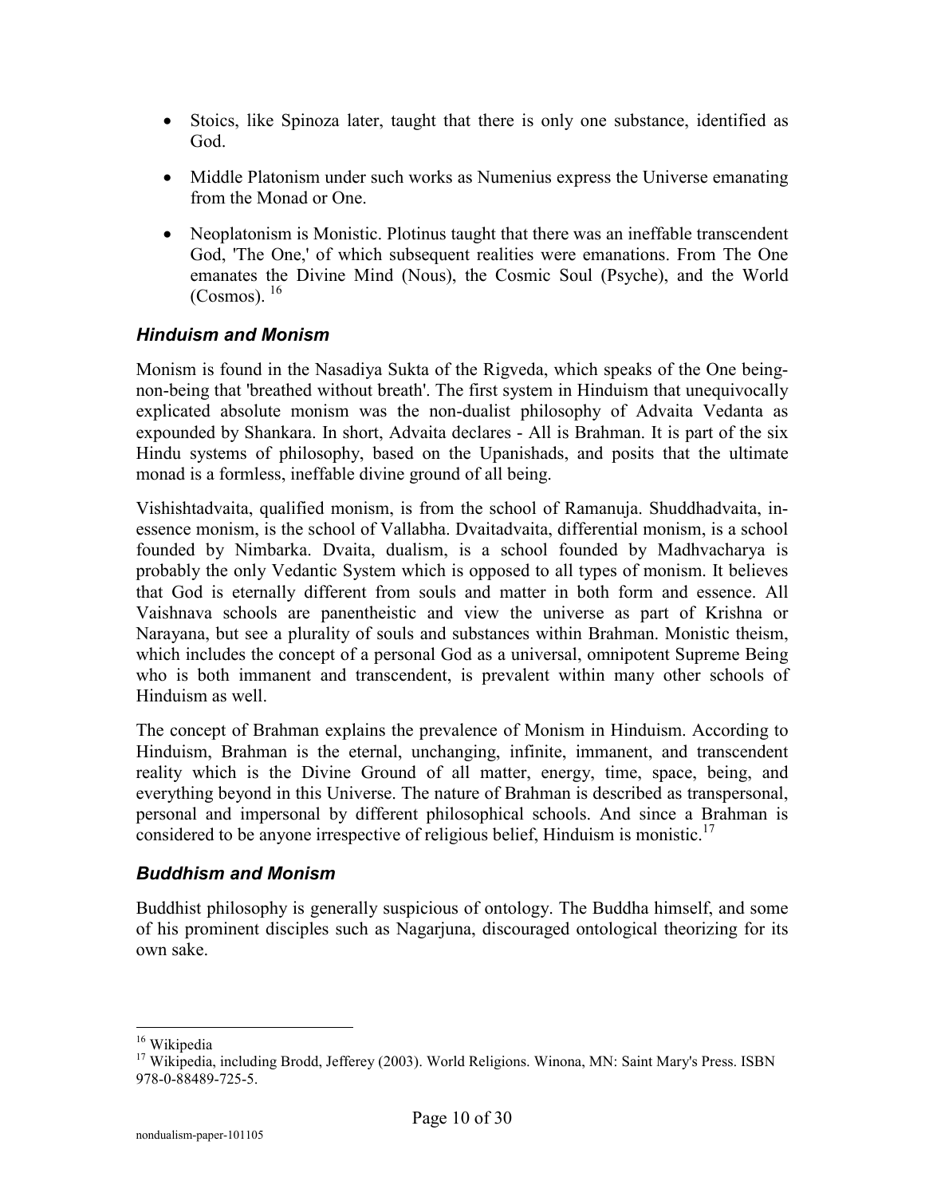- Stoics, like Spinoza later, taught that there is only one substance, identified as God.

- Middle Platonism under such works as Numenius express the Universe emanating from the Monad or One.

- Neoplatonism is Monistic. Plotinus taught that there was an ineffable transcendent God, 'The One,' of which subsequent realities were emanations. From The One emanates the Divine Mind (Nous), the Cosmic Soul (Psyche), and the World (Cosmos). [16]

### *Hinduism and Monism*

Monism is found in the Nasadiya Sukta of the Rigveda, which speaks of the One being-non-being that 'breathed without breath'. The first system in Hinduism that unequivocally explicated absolute monism was the non-dualist philosophy of Advaita Vedanta as expounded by Shankara. In short, Advaita declares - All is Brahman. It is part of the six Hindu systems of philosophy, based on the Upanishads, and posits that the ultimate monad is a formless, ineffable divine ground of all being.

Vishishtadvaita, qualified monism, is from the school of Ramanuja. Shuddhadvaita, in-essence monism, is the school of Vallabha. Dvaitadvaita, differential monism, is a school founded by Nimbarka. Dvaita, dualism, is a school founded by Madhvacharya is probably the only Vedantic System which is opposed to all types of monism. It believes that God is eternally different from souls and matter in both form and essence. All Vaishnava schools are panentheistic and view the universe as part of Krishna or Narayana, but see a plurality of souls and substances within Brahman. Monistic theism, which includes the concept of a personal God as a universal, omnipotent Supreme Being who is both immanent and transcendent, is prevalent within many other schools of Hinduism as well.

The concept of Brahman explains the prevalence of Monism in Hinduism. According to Hinduism, Brahman is the eternal, unchanging, infinite, immanent, and transcendent reality which is the Divine Ground of all matter, energy, time, space, being, and everything beyond in this Universe. The nature of Brahman is described as transpersonal, personal and impersonal by different philosophical schools. And since a Brahman is considered to be anyone irrespective of religious belief, Hinduism is monistic.[17]

### *Buddhism and Monism*

Buddhist philosophy is generally suspicious of ontology. The Buddha himself, and some of his prominent disciples such as Nagarjuna, discouraged ontological theorizing for its own sake.

---

[16] Wikipedia

[17] Wikipedia, including Brodd, Jefferey (2003). World Religions. Winona, MN: Saint Mary's Press. ISBN 978-0-88489-725-5.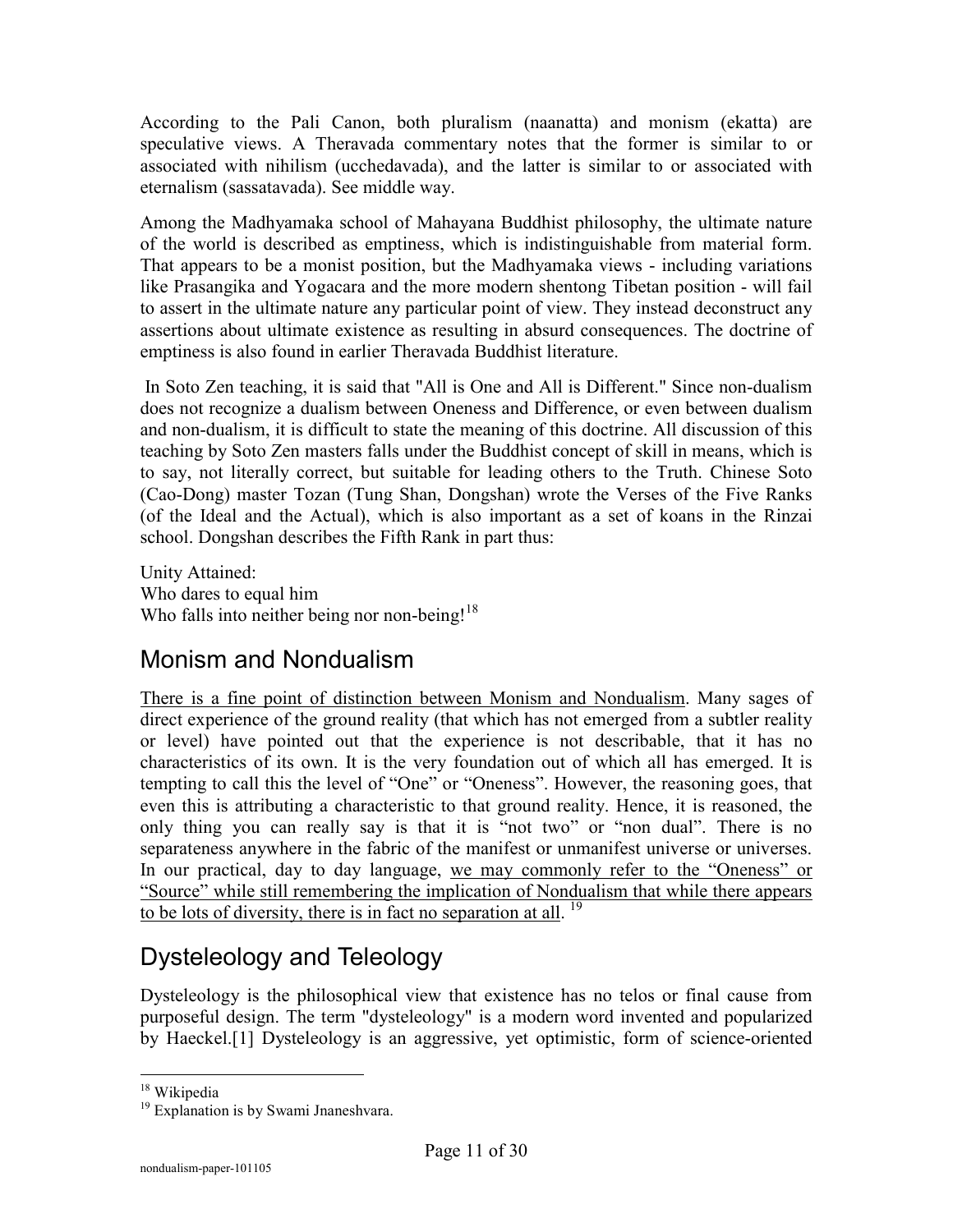According to the Pali Canon, both pluralism (naanatta) and monism (ekatta) are speculative views. A Theravada commentary notes that the former is similar to or associated with nihilism (ucchedavada), and the latter is similar to or associated with eternalism (sassatavada). See middle way.

Among the Madhyamaka school of Mahayana Buddhist philosophy, the ultimate nature of the world is described as emptiness, which is indistinguishable from material form. That appears to be a monist position, but the Madhyamaka views - including variations like Prasangika and Yogacara and the more modern shentong Tibetan position - will fail to assert in the ultimate nature any particular point of view. They instead deconstruct any assertions about ultimate existence as resulting in absurd consequences. The doctrine of emptiness is also found in earlier Theravada Buddhist literature.

In Soto Zen teaching, it is said that "All is One and All is Different." Since non-dualism does not recognize a dualism between Oneness and Difference, or even between dualism and non-dualism, it is difficult to state the meaning of this doctrine. All discussion of this teaching by Soto Zen masters falls under the Buddhist concept of skill in means, which is to say, not literally correct, but suitable for leading others to the Truth. Chinese Soto (Cao-Dong) master Tozan (Tung Shan, Dongshan) wrote the Verses of the Five Ranks (of the Ideal and the Actual), which is also important as a set of koans in the Rinzai school. Dongshan describes the Fifth Rank in part thus:

Unity Attained:
Who dares to equal him
Who falls into neither being nor non-being![18]

## Monism and Nondualism

There is a fine point of distinction between Monism and Nondualism. Many sages of direct experience of the ground reality (that which has not emerged from a subtler reality or level) have pointed out that the experience is not describable, that it has no characteristics of its own. It is the very foundation out of which all has emerged. It is tempting to call this the level of "One" or "Oneness". However, the reasoning goes, that even this is attributing a characteristic to that ground reality. Hence, it is reasoned, the only thing you can really say is that it is "not two" or "non dual". There is no separateness anywhere in the fabric of the manifest or unmanifest universe or universes. In our practical, day to day language, we may commonly refer to the "Oneness" or "Source" while still remembering the implication of Nondualism that while there appears to be lots of diversity, there is in fact no separation at all. [19]

## Dysteleology and Teleology

Dysteleology is the philosophical view that existence has no telos or final cause from purposeful design. The term "dysteleology" is a modern word invented and popularized by Haeckel.[1] Dysteleology is an aggressive, yet optimistic, form of science-oriented

---

[18] Wikipedia

[19] Explanation is by Swami Jnaneshvara.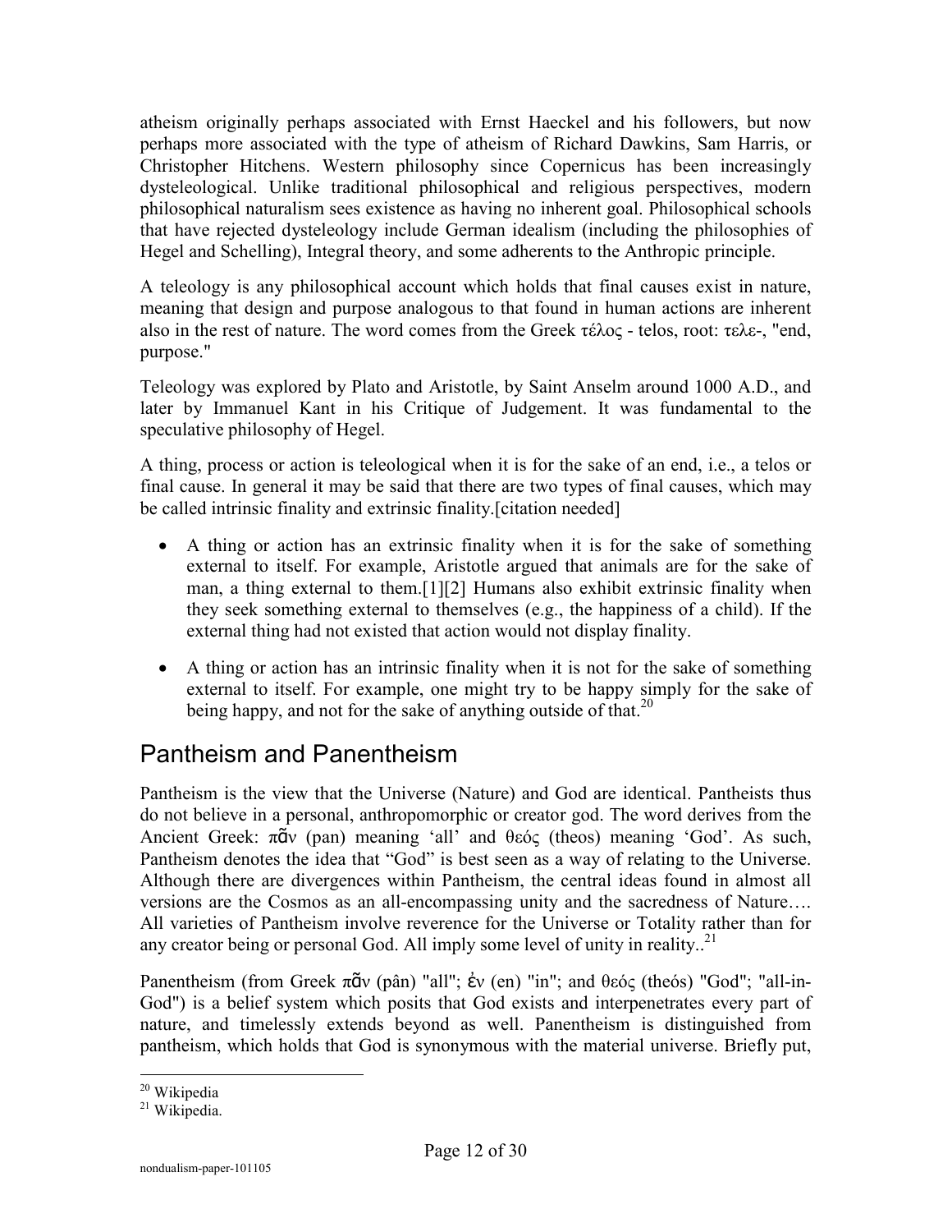atheism originally perhaps associated with Ernst Haeckel and his followers, but now perhaps more associated with the type of atheism of Richard Dawkins, Sam Harris, or Christopher Hitchens. Western philosophy since Copernicus has been increasingly dysteleological. Unlike traditional philosophical and religious perspectives, modern philosophical naturalism sees existence as having no inherent goal. Philosophical schools that have rejected dysteleology include German idealism (including the philosophies of Hegel and Schelling), Integral theory, and some adherents to the Anthropic principle.

A teleology is any philosophical account which holds that final causes exist in nature, meaning that design and purpose analogous to that found in human actions are inherent also in the rest of nature. The word comes from the Greek τέλος - telos, root: τελε-, "end, purpose."

Teleology was explored by Plato and Aristotle, by Saint Anselm around 1000 A.D., and later by Immanuel Kant in his Critique of Judgement. It was fundamental to the speculative philosophy of Hegel.

A thing, process or action is teleological when it is for the sake of an end, i.e., a telos or final cause. In general it may be said that there are two types of final causes, which may be called intrinsic finality and extrinsic finality.[citation needed]

- A thing or action has an extrinsic finality when it is for the sake of something external to itself. For example, Aristotle argued that animals are for the sake of man, a thing external to them.[1][2] Humans also exhibit extrinsic finality when they seek something external to themselves (e.g., the happiness of a child). If the external thing had not existed that action would not display finality.
- A thing or action has an intrinsic finality when it is not for the sake of something external to itself. For example, one might try to be happy simply for the sake of being happy, and not for the sake of anything outside of that.[20]

## Pantheism and Panentheism

Pantheism is the view that the Universe (Nature) and God are identical. Pantheists thus do not believe in a personal, anthropomorphic or creator god. The word derives from the Ancient Greek: πᾶν (pan) meaning 'all' and θεός (theos) meaning 'God'. As such, Pantheism denotes the idea that "God" is best seen as a way of relating to the Universe. Although there are divergences within Pantheism, the central ideas found in almost all versions are the Cosmos as an all-encompassing unity and the sacredness of Nature…. All varieties of Pantheism involve reverence for the Universe or Totality rather than for any creator being or personal God. All imply some level of unity in reality..[21]

Panentheism (from Greek πᾶν (pân) "all"; ἐν (en) "in"; and θεός (theós) "God"; "all-in-God") is a belief system which posits that God exists and interpenetrates every part of nature, and timelessly extends beyond as well. Panentheism is distinguished from pantheism, which holds that God is synonymous with the material universe. Briefly put,

[20] Wikipedia

[21] Wikipedia.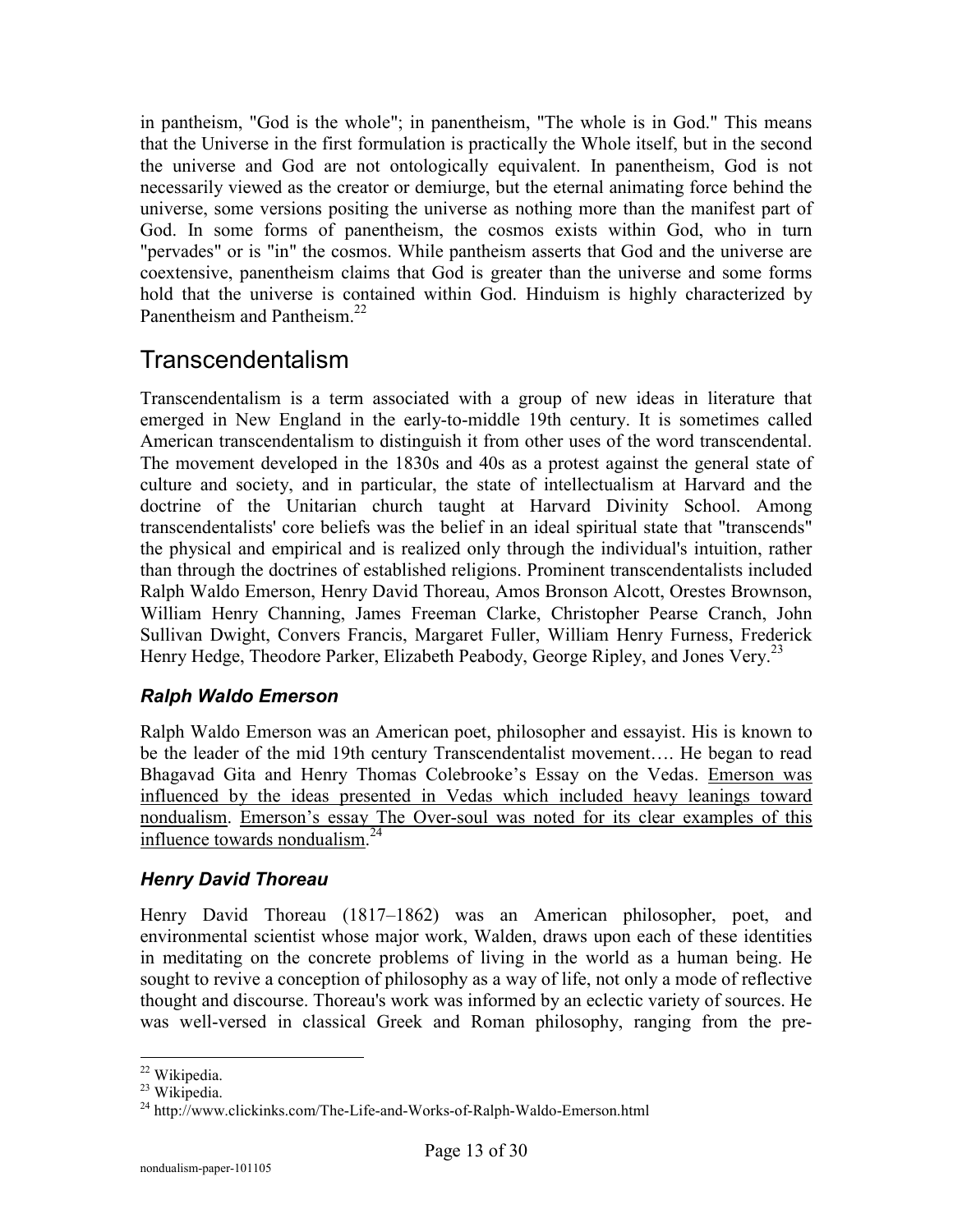in pantheism, "God is the whole"; in panentheism, "The whole is in God." This means that the Universe in the first formulation is practically the Whole itself, but in the second the universe and God are not ontologically equivalent. In panentheism, God is not necessarily viewed as the creator or demiurge, but the eternal animating force behind the universe, some versions positing the universe as nothing more than the manifest part of God. In some forms of panentheism, the cosmos exists within God, who in turn "pervades" or is "in" the cosmos. While pantheism asserts that God and the universe are coextensive, panentheism claims that God is greater than the universe and some forms hold that the universe is contained within God. Hinduism is highly characterized by Panentheism and Pantheism.[22]

## Transcendentalism

Transcendentalism is a term associated with a group of new ideas in literature that emerged in New England in the early-to-middle 19th century. It is sometimes called American transcendentalism to distinguish it from other uses of the word transcendental. The movement developed in the 1830s and 40s as a protest against the general state of culture and society, and in particular, the state of intellectualism at Harvard and the doctrine of the Unitarian church taught at Harvard Divinity School. Among transcendentalists' core beliefs was the belief in an ideal spiritual state that "transcends" the physical and empirical and is realized only through the individual's intuition, rather than through the doctrines of established religions. Prominent transcendentalists included Ralph Waldo Emerson, Henry David Thoreau, Amos Bronson Alcott, Orestes Brownson, William Henry Channing, James Freeman Clarke, Christopher Pearse Cranch, John Sullivan Dwight, Convers Francis, Margaret Fuller, William Henry Furness, Frederick Henry Hedge, Theodore Parker, Elizabeth Peabody, George Ripley, and Jones Very.[23]

### *Ralph Waldo Emerson*

Ralph Waldo Emerson was an American poet, philosopher and essayist. His is known to be the leader of the mid 19th century Transcendentalist movement…. He began to read Bhagavad Gita and Henry Thomas Colebrooke's Essay on the Vedas. <u>Emerson was influenced by the ideas presented in Vedas which included heavy leanings toward nondualism</u>. <u>Emerson's essay The Over-soul was noted for its clear examples of this influence towards nondualism</u>.[24]

### *Henry David Thoreau*

Henry David Thoreau (1817–1862) was an American philosopher, poet, and environmental scientist whose major work, Walden, draws upon each of these identities in meditating on the concrete problems of living in the world as a human being. He sought to revive a conception of philosophy as a way of life, not only a mode of reflective thought and discourse. Thoreau's work was informed by an eclectic variety of sources. He was well-versed in classical Greek and Roman philosophy, ranging from the pre-

---

[22] Wikipedia.

[23] Wikipedia.

[24] http://www.clickinks.com/The-Life-and-Works-of-Ralph-Waldo-Emerson.html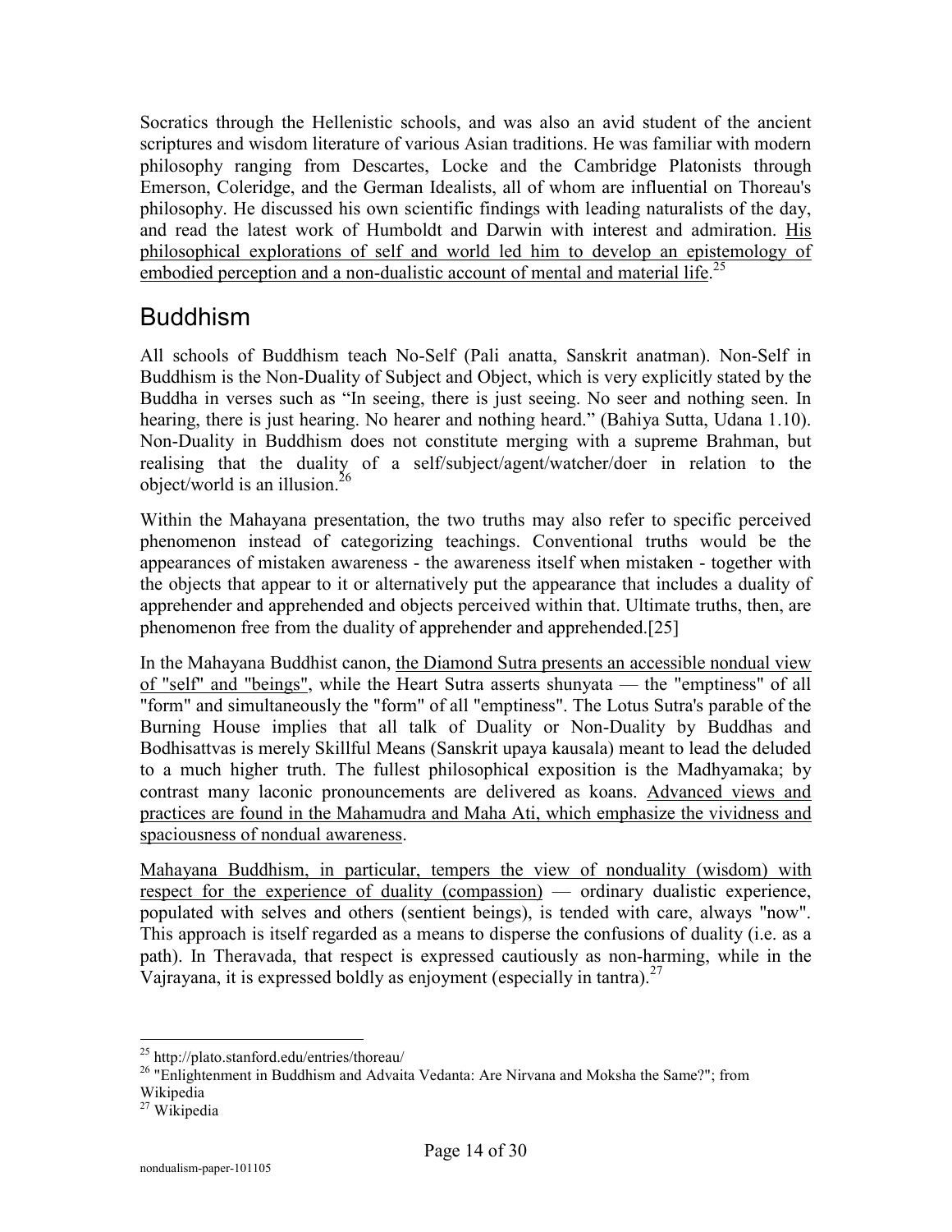Socratics through the Hellenistic schools, and was also an avid student of the ancient scriptures and wisdom literature of various Asian traditions. He was familiar with modern philosophy ranging from Descartes, Locke and the Cambridge Platonists through Emerson, Coleridge, and the German Idealists, all of whom are influential on Thoreau's philosophy. He discussed his own scientific findings with leading naturalists of the day, and read the latest work of Humboldt and Darwin with interest and admiration. <u>His philosophical explorations of self and world led him to develop an epistemology of embodied perception and a non-dualistic account of mental and material life</u>.[25]

## Buddhism

All schools of Buddhism teach No-Self (Pali anatta, Sanskrit anatman). Non-Self in Buddhism is the Non-Duality of Subject and Object, which is very explicitly stated by the Buddha in verses such as "In seeing, there is just seeing. No seer and nothing seen. In hearing, there is just hearing. No hearer and nothing heard." (Bahiya Sutta, Udana 1.10). Non-Duality in Buddhism does not constitute merging with a supreme Brahman, but realising that the duality of a self/subject/agent/watcher/doer in relation to the object/world is an illusion.[26]

Within the Mahayana presentation, the two truths may also refer to specific perceived phenomenon instead of categorizing teachings. Conventional truths would be the appearances of mistaken awareness - the awareness itself when mistaken - together with the objects that appear to it or alternatively put the appearance that includes a duality of apprehender and apprehended and objects perceived within that. Ultimate truths, then, are phenomenon free from the duality of apprehender and apprehended.[25]

In the Mahayana Buddhist canon, <u>the Diamond Sutra presents an accessible nondual view of "self" and "beings"</u>, while the Heart Sutra asserts shunyata — the "emptiness" of all "form" and simultaneously the "form" of all "emptiness". The Lotus Sutra's parable of the Burning House implies that all talk of Duality or Non-Duality by Buddhas and Bodhisattvas is merely Skillful Means (Sanskrit upaya kausala) meant to lead the deluded to a much higher truth. The fullest philosophical exposition is the Madhyamaka; by contrast many laconic pronouncements are delivered as koans. <u>Advanced views and practices are found in the Mahamudra and Maha Ati, which emphasize the vividness and spaciousness of nondual awareness</u>.

<u>Mahayana Buddhism, in particular, tempers the view of nonduality (wisdom) with respect for the experience of duality (compassion)</u> — ordinary dualistic experience, populated with selves and others (sentient beings), is tended with care, always "now". This approach is itself regarded as a means to disperse the confusions of duality (i.e. as a path). In Theravada, that respect is expressed cautiously as non-harming, while in the Vajrayana, it is expressed boldly as enjoyment (especially in tantra).[27]

---

[25] http://plato.stanford.edu/entries/thoreau/

[26] "Enlightenment in Buddhism and Advaita Vedanta: Are Nirvana and Moksha the Same?"; from Wikipedia

[27] Wikipedia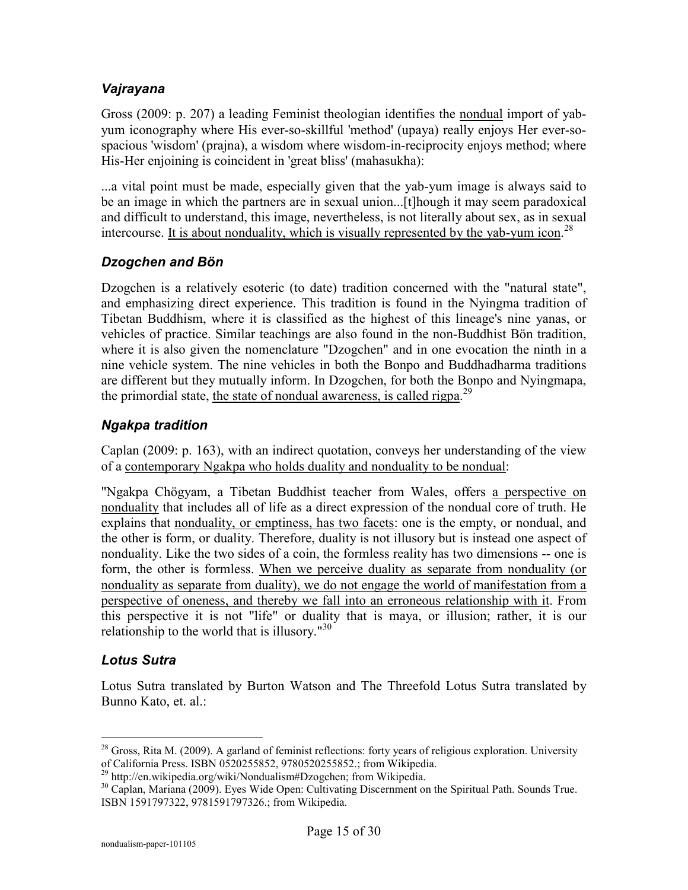### *Vajrayana*

Gross (2009: p. 207) a leading Feminist theologian identifies the nondual import of yab-yum iconography where His ever-so-skillful 'method' (upaya) really enjoys Her ever-so-spacious 'wisdom' (prajna), a wisdom where wisdom-in-reciprocity enjoys method; where His-Her enjoining is coincident in 'great bliss' (mahasukha):

...a vital point must be made, especially given that the yab-yum image is always said to be an image in which the partners are in sexual union...[t]hough it may seem paradoxical and difficult to understand, this image, nevertheless, is not literally about sex, as in sexual intercourse. It is about nonduality, which is visually represented by the yab-yum icon.[28]

### *Dzogchen and Bön*

Dzogchen is a relatively esoteric (to date) tradition concerned with the "natural state", and emphasizing direct experience. This tradition is found in the Nyingma tradition of Tibetan Buddhism, where it is classified as the highest of this lineage's nine yanas, or vehicles of practice. Similar teachings are also found in the non-Buddhist Bön tradition, where it is also given the nomenclature "Dzogchen" and in one evocation the ninth in a nine vehicle system. The nine vehicles in both the Bonpo and Buddhadharma traditions are different but they mutually inform. In Dzogchen, for both the Bonpo and Nyingmapa, the primordial state, the state of nondual awareness, is called rigpa.[29]

### *Ngakpa tradition*

Caplan (2009: p. 163), with an indirect quotation, conveys her understanding of the view of a contemporary Ngakpa who holds duality and nonduality to be nondual:

"Ngakpa Chögyam, a Tibetan Buddhist teacher from Wales, offers a perspective on nonduality that includes all of life as a direct expression of the nondual core of truth. He explains that nonduality, or emptiness, has two facets: one is the empty, or nondual, and the other is form, or duality. Therefore, duality is not illusory but is instead one aspect of nonduality. Like the two sides of a coin, the formless reality has two dimensions -- one is form, the other is formless. When we perceive duality as separate from nonduality (or nonduality as separate from duality), we do not engage the world of manifestation from a perspective of oneness, and thereby we fall into an erroneous relationship with it. From this perspective it is not "life" or duality that is maya, or illusion; rather, it is our relationship to the world that is illusory."[30]

### *Lotus Sutra*

Lotus Sutra translated by Burton Watson and The Threefold Lotus Sutra translated by Bunno Kato, et. al.:

---

[28] Gross, Rita M. (2009). A garland of feminist reflections: forty years of religious exploration. University of California Press. ISBN 0520255852, 9780520255852.; from Wikipedia.

[29] http://en.wikipedia.org/wiki/Nondualism#Dzogchen; from Wikipedia.

[30] Caplan, Mariana (2009). Eyes Wide Open: Cultivating Discernment on the Spiritual Path. Sounds True. ISBN 1591797322, 9781591797326.; from Wikipedia.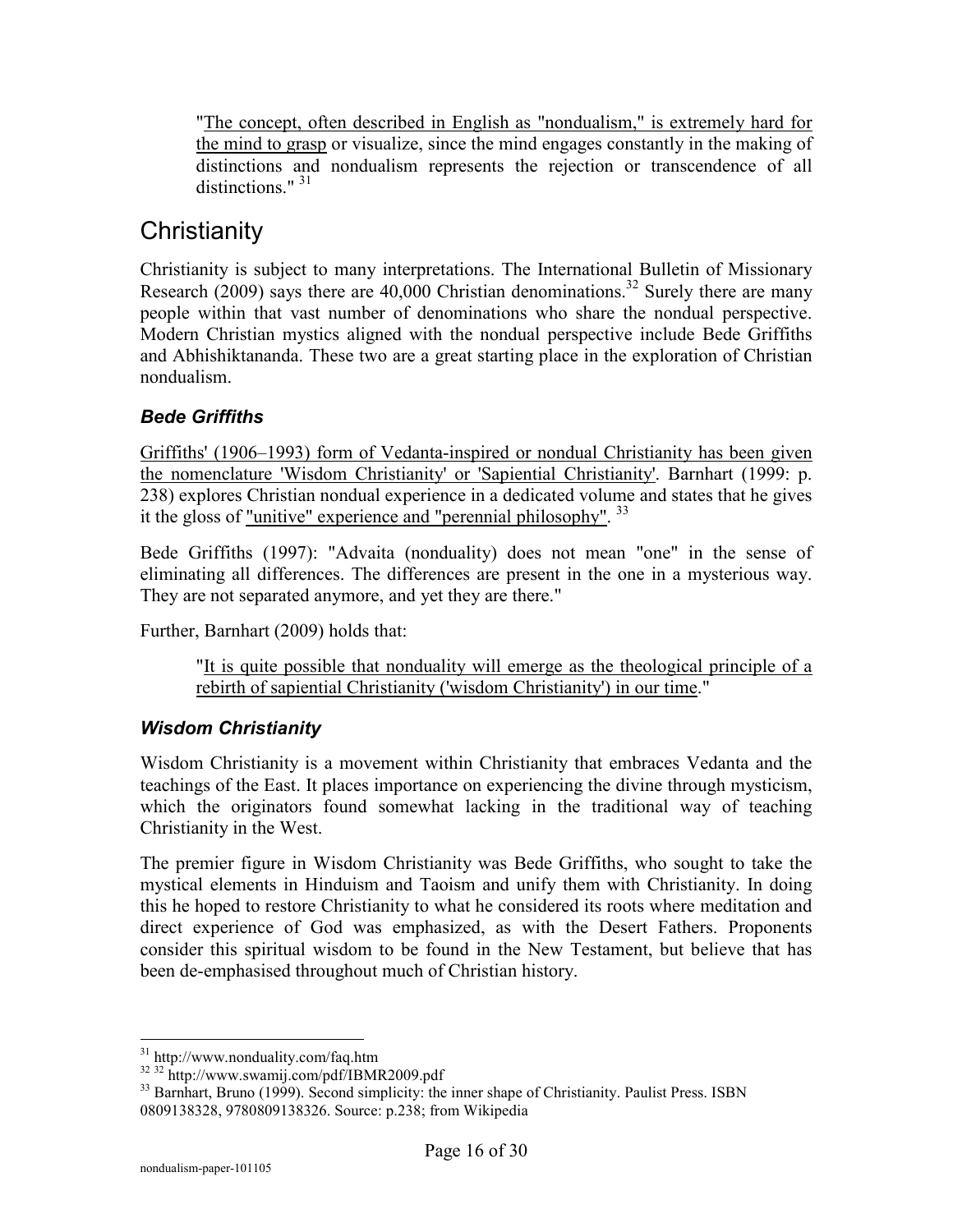> "The concept, often described in English as "nondualism," is extremely hard for the mind to grasp or visualize, since the mind engages constantly in the making of distinctions and nondualism represents the rejection or transcendence of all distinctions." [31]

## Christianity

Christianity is subject to many interpretations. The International Bulletin of Missionary Research (2009) says there are 40,000 Christian denominations.[32] Surely there are many people within that vast number of denominations who share the nondual perspective. Modern Christian mystics aligned with the nondual perspective include Bede Griffiths and Abhishiktananda. These two are a great starting place in the exploration of Christian nondualism.

### *Bede Griffiths*

Griffiths' (1906–1993) form of Vedanta-inspired or nondual Christianity has been given the nomenclature 'Wisdom Christianity' or 'Sapiential Christianity'. Barnhart (1999: p. 238) explores Christian nondual experience in a dedicated volume and states that he gives it the gloss of "unitive" experience and "perennial philosophy". [33]

Bede Griffiths (1997): "Advaita (nonduality) does not mean "one" in the sense of eliminating all differences. The differences are present in the one in a mysterious way. They are not separated anymore, and yet they are there."

Further, Barnhart (2009) holds that:

> "It is quite possible that nonduality will emerge as the theological principle of a rebirth of sapiential Christianity ('wisdom Christianity') in our time."

### *Wisdom Christianity*

Wisdom Christianity is a movement within Christianity that embraces Vedanta and the teachings of the East. It places importance on experiencing the divine through mysticism, which the originators found somewhat lacking in the traditional way of teaching Christianity in the West.

The premier figure in Wisdom Christianity was Bede Griffiths, who sought to take the mystical elements in Hinduism and Taoism and unify them with Christianity. In doing this he hoped to restore Christianity to what he considered its roots where meditation and direct experience of God was emphasized, as with the Desert Fathers. Proponents consider this spiritual wisdom to be found in the New Testament, but believe that has been de-emphasised throughout much of Christian history.

---

[31] http://www.nonduality.com/faq.htm

[32] [32] http://www.swamij.com/pdf/IBMR2009.pdf

[33] Barnhart, Bruno (1999). Second simplicity: the inner shape of Christianity. Paulist Press. ISBN 0809138328, 9780809138326. Source: p.238; from Wikipedia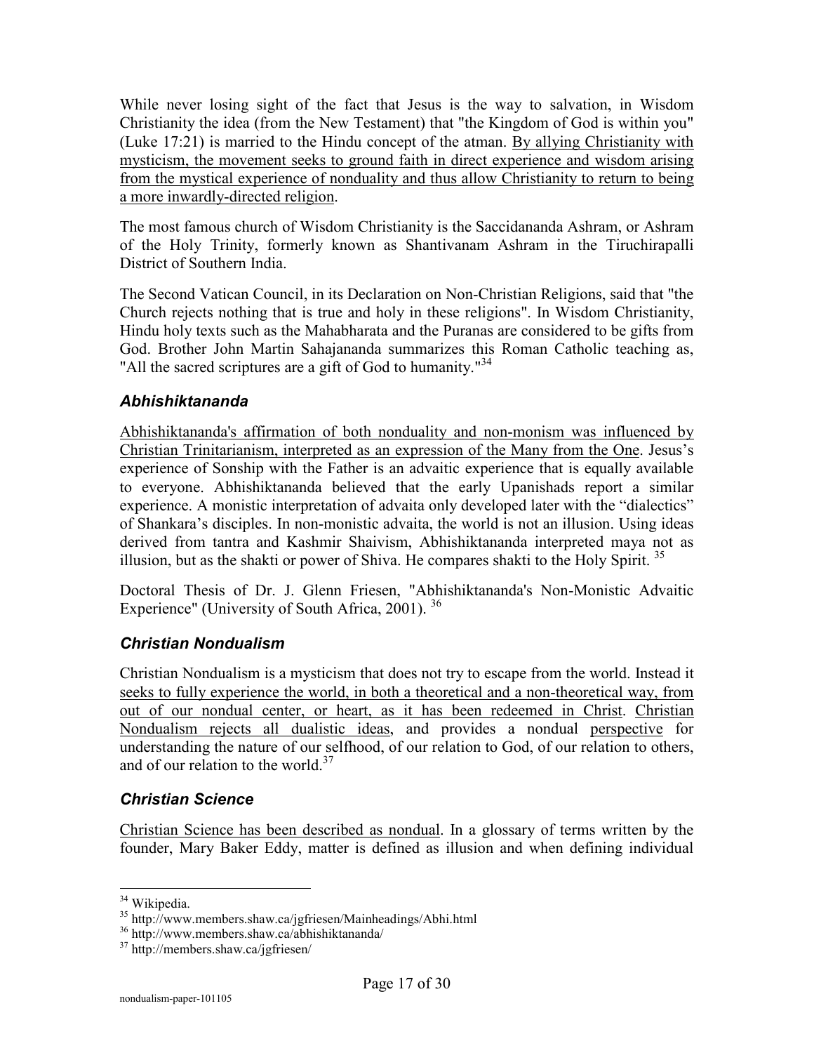While never losing sight of the fact that Jesus is the way to salvation, in Wisdom Christianity the idea (from the New Testament) that "the Kingdom of God is within you" (Luke 17:21) is married to the Hindu concept of the atman. By allying Christianity with mysticism, the movement seeks to ground faith in direct experience and wisdom arising from the mystical experience of nonduality and thus allow Christianity to return to being a more inwardly-directed religion.

The most famous church of Wisdom Christianity is the Saccidananda Ashram, or Ashram of the Holy Trinity, formerly known as Shantivanam Ashram in the Tiruchirapalli District of Southern India.

The Second Vatican Council, in its Declaration on Non-Christian Religions, said that "the Church rejects nothing that is true and holy in these religions". In Wisdom Christianity, Hindu holy texts such as the Mahabharata and the Puranas are considered to be gifts from God. Brother John Martin Sahajananda summarizes this Roman Catholic teaching as, "All the sacred scriptures are a gift of God to humanity."[34]

### *Abhishiktananda*

Abhishiktananda's affirmation of both nonduality and non-monism was influenced by Christian Trinitarianism, interpreted as an expression of the Many from the One. Jesus's experience of Sonship with the Father is an advaitic experience that is equally available to everyone. Abhishiktananda believed that the early Upanishads report a similar experience. A monistic interpretation of advaita only developed later with the "dialectics" of Shankara's disciples. In non-monistic advaita, the world is not an illusion. Using ideas derived from tantra and Kashmir Shaivism, Abhishiktananda interpreted maya not as illusion, but as the shakti or power of Shiva. He compares shakti to the Holy Spirit. [35]

Doctoral Thesis of Dr. J. Glenn Friesen, "Abhishiktananda's Non-Monistic Advaitic Experience" (University of South Africa, 2001). [36]

### *Christian Nondualism*

Christian Nondualism is a mysticism that does not try to escape from the world. Instead it seeks to fully experience the world, in both a theoretical and a non-theoretical way, from out of our nondual center, or heart, as it has been redeemed in Christ. Christian Nondualism rejects all dualistic ideas, and provides a nondual perspective for understanding the nature of our selfhood, of our relation to God, of our relation to others, and of our relation to the world.[37]

### *Christian Science*

Christian Science has been described as nondual. In a glossary of terms written by the founder, Mary Baker Eddy, matter is defined as illusion and when defining individual

---

[34] Wikipedia.

[35] http://www.members.shaw.ca/jgfriesen/Mainheadings/Abhi.html

[36] http://www.members.shaw.ca/abhishiktananda/

[37] http://members.shaw.ca/jgfriesen/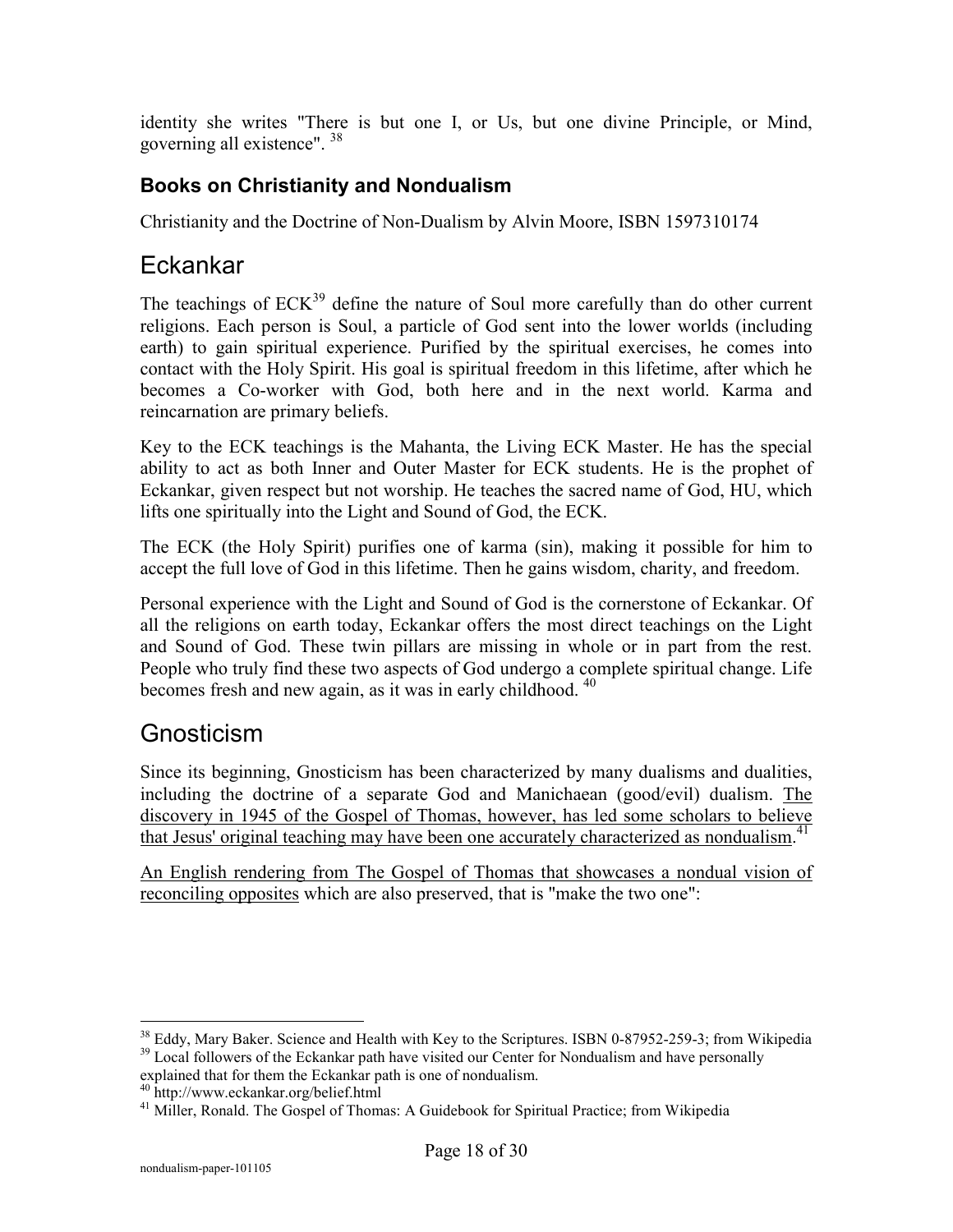identity she writes "There is but one I, or Us, but one divine Principle, or Mind, governing all existence". [38]

### Books on Christianity and Nondualism

Christianity and the Doctrine of Non-Dualism by Alvin Moore, ISBN 1597310174

## Eckankar

The teachings of ECK[39] define the nature of Soul more carefully than do other current religions. Each person is Soul, a particle of God sent into the lower worlds (including earth) to gain spiritual experience. Purified by the spiritual exercises, he comes into contact with the Holy Spirit. His goal is spiritual freedom in this lifetime, after which he becomes a Co-worker with God, both here and in the next world. Karma and reincarnation are primary beliefs.

Key to the ECK teachings is the Mahanta, the Living ECK Master. He has the special ability to act as both Inner and Outer Master for ECK students. He is the prophet of Eckankar, given respect but not worship. He teaches the sacred name of God, HU, which lifts one spiritually into the Light and Sound of God, the ECK.

The ECK (the Holy Spirit) purifies one of karma (sin), making it possible for him to accept the full love of God in this lifetime. Then he gains wisdom, charity, and freedom.

Personal experience with the Light and Sound of God is the cornerstone of Eckankar. Of all the religions on earth today, Eckankar offers the most direct teachings on the Light and Sound of God. These twin pillars are missing in whole or in part from the rest. People who truly find these two aspects of God undergo a complete spiritual change. Life becomes fresh and new again, as it was in early childhood. [40]

## Gnosticism

Since its beginning, Gnosticism has been characterized by many dualisms and dualities, including the doctrine of a separate God and Manichaean (good/evil) dualism. The discovery in 1945 of the Gospel of Thomas, however, has led some scholars to believe that Jesus' original teaching may have been one accurately characterized as nondualism.[41]

An English rendering from The Gospel of Thomas that showcases a nondual vision of reconciling opposites which are also preserved, that is "make the two one":

---

[38] Eddy, Mary Baker. Science and Health with Key to the Scriptures. ISBN 0-87952-259-3; from Wikipedia

[39] Local followers of the Eckankar path have visited our Center for Nondualism and have personally explained that for them the Eckankar path is one of nondualism.

[40] http://www.eckankar.org/belief.html

[41] Miller, Ronald. The Gospel of Thomas: A Guidebook for Spiritual Practice; from Wikipedia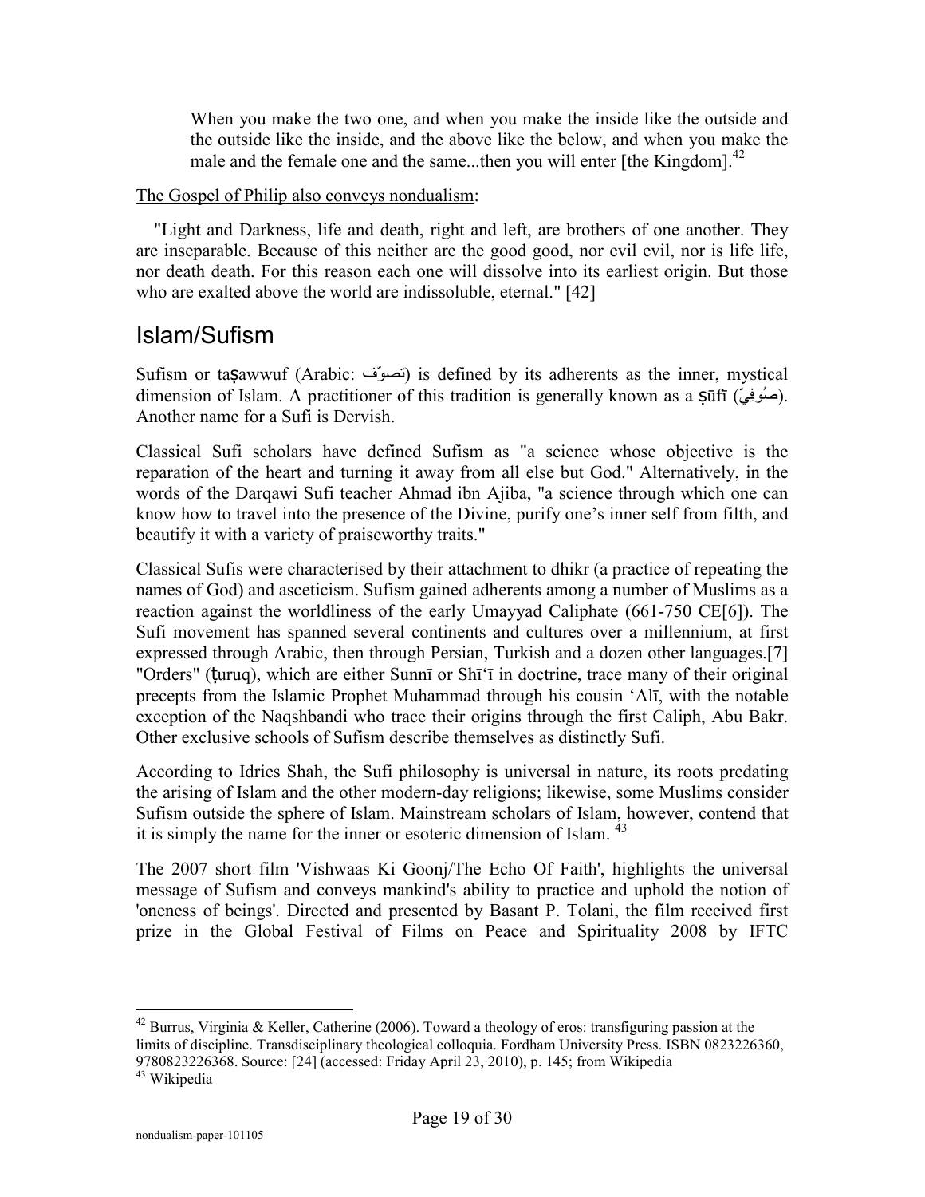> When you make the two one, and when you make the inside like the outside and the outside like the inside, and the above like the below, and when you make the male and the female one and the same...then you will enter [the Kingdom].[42]

The Gospel of Philip also conveys nondualism:

"Light and Darkness, life and death, right and left, are brothers of one another. They are inseparable. Because of this neither are the good good, nor evil evil, nor is life life, nor death death. For this reason each one will dissolve into its earliest origin. But those who are exalted above the world are indissoluble, eternal." [42]

## Islam/Sufism

Sufism or taṣawwuf (Arabic: تصوّف) is defined by its adherents as the inner, mystical dimension of Islam. A practitioner of this tradition is generally known as a ṣūfī (صُوفِيّ). Another name for a Sufi is Dervish.

Classical Sufi scholars have defined Sufism as "a science whose objective is the reparation of the heart and turning it away from all else but God." Alternatively, in the words of the Darqawi Sufi teacher Ahmad ibn Ajiba, "a science through which one can know how to travel into the presence of the Divine, purify one's inner self from filth, and beautify it with a variety of praiseworthy traits."

Classical Sufis were characterised by their attachment to dhikr (a practice of repeating the names of God) and asceticism. Sufism gained adherents among a number of Muslims as a reaction against the worldliness of the early Umayyad Caliphate (661-750 CE[6]). The Sufi movement has spanned several continents and cultures over a millennium, at first expressed through Arabic, then through Persian, Turkish and a dozen other languages.[7] "Orders" (ṭuruq), which are either Sunnī or Shīʻī in doctrine, trace many of their original precepts from the Islamic Prophet Muhammad through his cousin ʻAlī, with the notable exception of the Naqshbandi who trace their origins through the first Caliph, Abu Bakr. Other exclusive schools of Sufism describe themselves as distinctly Sufi.

According to Idries Shah, the Sufi philosophy is universal in nature, its roots predating the arising of Islam and the other modern-day religions; likewise, some Muslims consider Sufism outside the sphere of Islam. Mainstream scholars of Islam, however, contend that it is simply the name for the inner or esoteric dimension of Islam. [43]

The 2007 short film 'Vishwaas Ki Goonj/The Echo Of Faith', highlights the universal message of Sufism and conveys mankind's ability to practice and uphold the notion of 'oneness of beings'. Directed and presented by Basant P. Tolani, the film received first prize in the Global Festival of Films on Peace and Spirituality 2008 by IFTC

---

[42] Burrus, Virginia & Keller, Catherine (2006). Toward a theology of eros: transfiguring passion at the limits of discipline. Transdisciplinary theological colloquia. Fordham University Press. ISBN 0823226360, 9780823226368. Source: [24] (accessed: Friday April 23, 2010), p. 145; from Wikipedia

[43] Wikipedia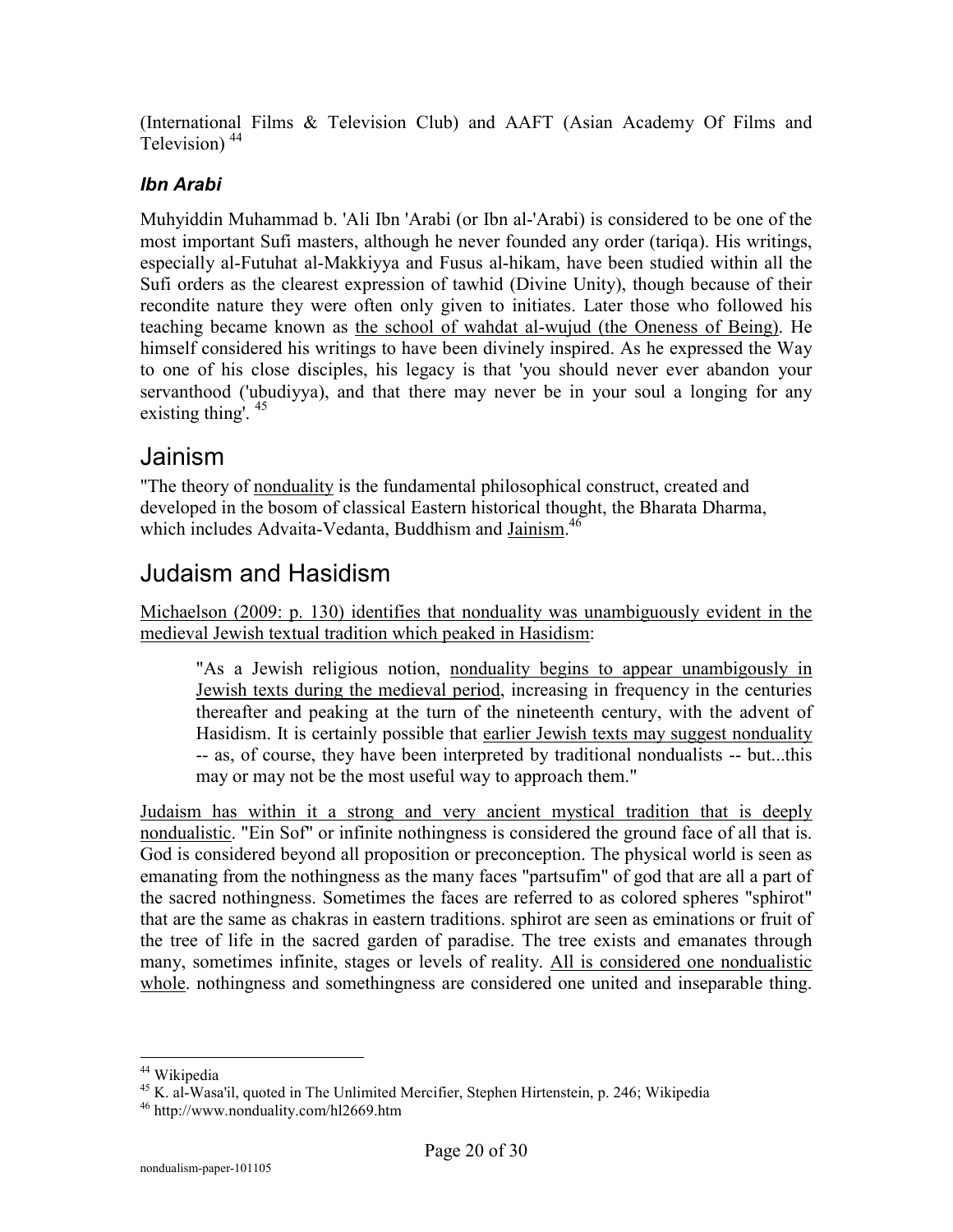(International Films & Television Club) and AAFT (Asian Academy Of Films and Television) [44]

### *Ibn Arabi*

Muhyiddin Muhammad b. 'Ali Ibn 'Arabi (or Ibn al-'Arabi) is considered to be one of the most important Sufi masters, although he never founded any order (tariqa). His writings, especially al-Futuhat al-Makkiyya and Fusus al-hikam, have been studied within all the Sufi orders as the clearest expression of tawhid (Divine Unity), though because of their recondite nature they were often only given to initiates. Later those who followed his teaching became known as the school of wahdat al-wujud (the Oneness of Being). He himself considered his writings to have been divinely inspired. As he expressed the Way to one of his close disciples, his legacy is that 'you should never ever abandon your servanthood ('ubudiyya), and that there may never be in your soul a longing for any existing thing'. [45]

## Jainism

"The theory of nonduality is the fundamental philosophical construct, created and developed in the bosom of classical Eastern historical thought, the Bharata Dharma, which includes Advaita-Vedanta, Buddhism and Jainism.[46]

## Judaism and Hasidism

Michaelson (2009: p. 130) identifies that nonduality was unambiguously evident in the medieval Jewish textual tradition which peaked in Hasidism:

> "As a Jewish religious notion, nonduality begins to appear unambiguously in Jewish texts during the medieval period, increasing in frequency in the centuries thereafter and peaking at the turn of the nineteenth century, with the advent of Hasidism. It is certainly possible that earlier Jewish texts may suggest nonduality -- as, of course, they have been interpreted by traditional nondualists -- but...this may or may not be the most useful way to approach them."

Judaism has within it a strong and very ancient mystical tradition that is deeply nondualistic. "Ein Sof" or infinite nothingness is considered the ground face of all that is. God is considered beyond all proposition or preconception. The physical world is seen as emanating from the nothingness as the many faces "partsufim" of god that are all a part of the sacred nothingness. Sometimes the faces are referred to as colored spheres "sphirot" that are the same as chakras in eastern traditions. sphirot are seen as eminations or fruit of the tree of life in the sacred garden of paradise. The tree exists and emanates through many, sometimes infinite, stages or levels of reality. All is considered one nondualistic whole. nothingness and somethingness are considered one united and inseparable thing.

---

[44] Wikipedia

[45] K. al-Wasa'il, quoted in The Unlimited Mercifier, Stephen Hirtenstein, p. 246; Wikipedia

[46] http://www.nonduality.com/hl2669.htm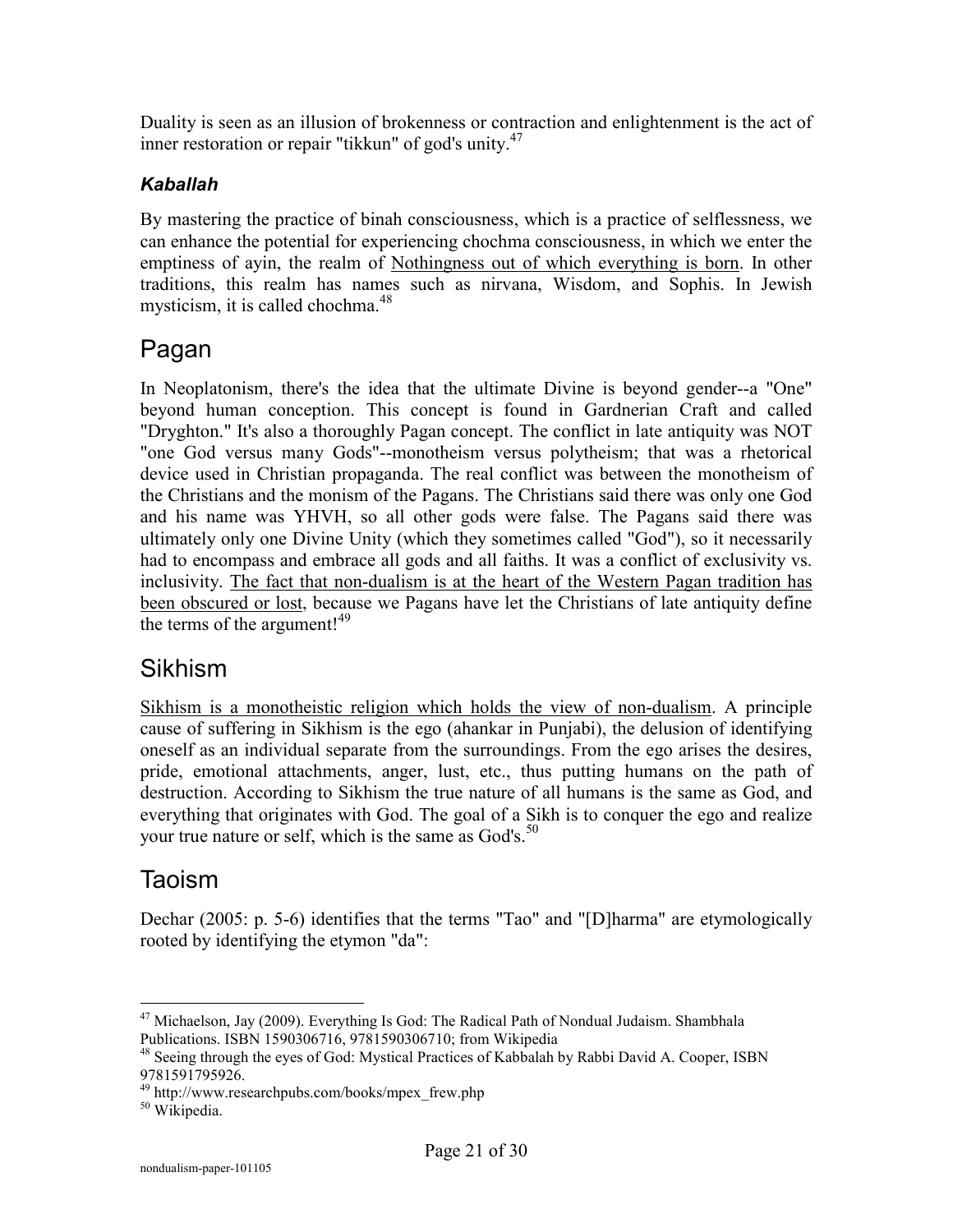Duality is seen as an illusion of brokenness or contraction and enlightenment is the act of inner restoration or repair "tikkun" of god's unity.[47]

### *Kaballah*

By mastering the practice of binah consciousness, which is a practice of selflessness, we can enhance the potential for experiencing chochma consciousness, in which we enter the emptiness of ayin, the realm of Nothingness out of which everything is born. In other traditions, this realm has names such as nirvana, Wisdom, and Sophis. In Jewish mysticism, it is called chochma.[48]

## Pagan

In Neoplatonism, there's the idea that the ultimate Divine is beyond gender--a "One" beyond human conception. This concept is found in Gardnerian Craft and called "Dryghton." It's also a thoroughly Pagan concept. The conflict in late antiquity was NOT "one God versus many Gods"--monotheism versus polytheism; that was a rhetorical device used in Christian propaganda. The real conflict was between the monotheism of the Christians and the monism of the Pagans. The Christians said there was only one God and his name was YHVH, so all other gods were false. The Pagans said there was ultimately only one Divine Unity (which they sometimes called "God"), so it necessarily had to encompass and embrace all gods and all faiths. It was a conflict of exclusivity vs. inclusivity. The fact that non-dualism is at the heart of the Western Pagan tradition has been obscured or lost, because we Pagans have let the Christians of late antiquity define the terms of the argument![49]

## Sikhism

Sikhism is a monotheistic religion which holds the view of non-dualism. A principle cause of suffering in Sikhism is the ego (ahankar in Punjabi), the delusion of identifying oneself as an individual separate from the surroundings. From the ego arises the desires, pride, emotional attachments, anger, lust, etc., thus putting humans on the path of destruction. According to Sikhism the true nature of all humans is the same as God, and everything that originates with God. The goal of a Sikh is to conquer the ego and realize your true nature or self, which is the same as God's.[50]

## Taoism

Dechar (2005: p. 5-6) identifies that the terms "Tao" and "[D]harma" are etymologically rooted by identifying the etymon "da":

---

[47] Michaelson, Jay (2009). Everything Is God: The Radical Path of Nondual Judaism. Shambhala Publications. ISBN 1590306716, 9781590306710; from Wikipedia

[48] Seeing through the eyes of God: Mystical Practices of Kabbalah by Rabbi David A. Cooper, ISBN 9781591795926.

[49] http://www.researchpubs.com/books/mpex_frew.php

[50] Wikipedia.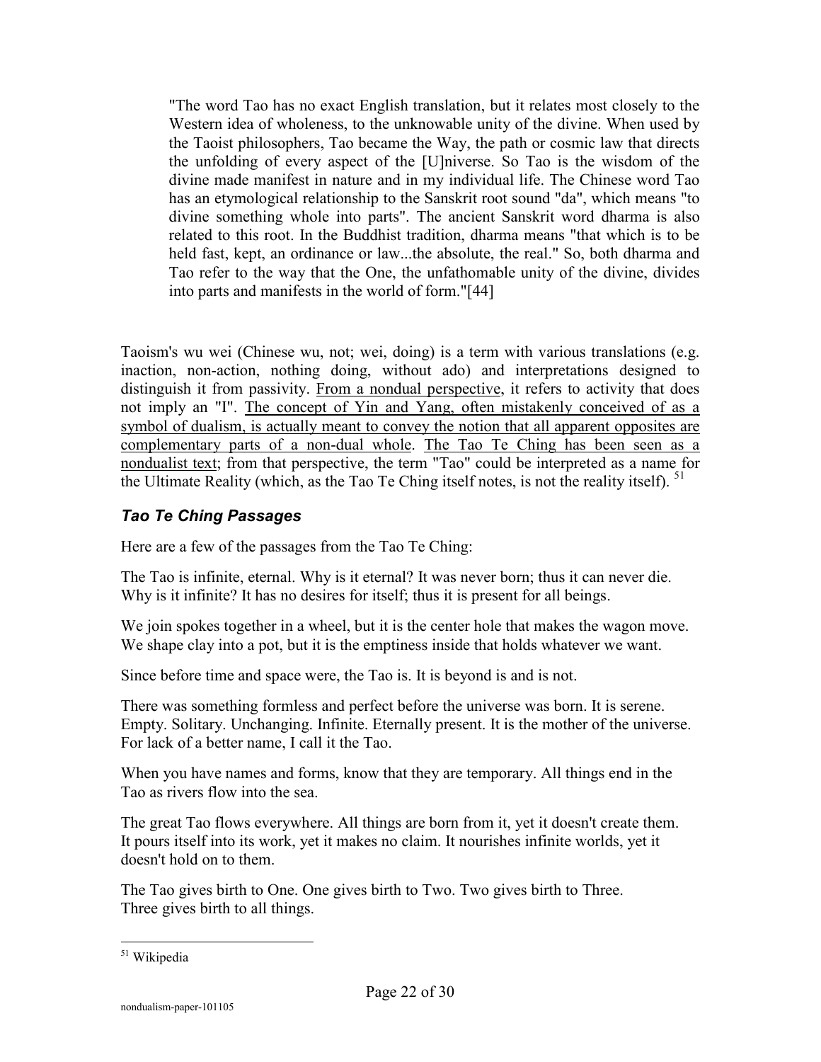> "The word Tao has no exact English translation, but it relates most closely to the Western idea of wholeness, to the unknowable unity of the divine. When used by the Taoist philosophers, Tao became the Way, the path or cosmic law that directs the unfolding of every aspect of the [U]niverse. So Tao is the wisdom of the divine made manifest in nature and in my individual life. The Chinese word Tao has an etymological relationship to the Sanskrit root sound "da", which means "to divine something whole into parts". The ancient Sanskrit word dharma is also related to this root. In the Buddhist tradition, dharma means "that which is to be held fast, kept, an ordinance or law...the absolute, the real." So, both dharma and Tao refer to the way that the One, the unfathomable unity of the divine, divides into parts and manifests in the world of form."[44]

Taoism's wu wei (Chinese wu, not; wei, doing) is a term with various translations (e.g. inaction, non-action, nothing doing, without ado) and interpretations designed to distinguish it from passivity. <u>From a nondual perspective</u>, it refers to activity that does not imply an "I". <u>The concept of Yin and Yang, often mistakenly conceived of as a symbol of dualism, is actually meant to convey the notion that all apparent opposites are complementary parts of a non-dual whole</u>. <u>The Tao Te Ching has been seen as a nondualist text</u>; from that perspective, the term "Tao" could be interpreted as a name for the Ultimate Reality (which, as the Tao Te Ching itself notes, is not the reality itself). [51]

### *Tao Te Ching Passages*

Here are a few of the passages from the Tao Te Ching:

The Tao is infinite, eternal. Why is it eternal? It was never born; thus it can never die. Why is it infinite? It has no desires for itself; thus it is present for all beings.

We join spokes together in a wheel, but it is the center hole that makes the wagon move. We shape clay into a pot, but it is the emptiness inside that holds whatever we want.

Since before time and space were, the Tao is. It is beyond is and is not.

There was something formless and perfect before the universe was born. It is serene. Empty. Solitary. Unchanging. Infinite. Eternally present. It is the mother of the universe. For lack of a better name, I call it the Tao.

When you have names and forms, know that they are temporary. All things end in the Tao as rivers flow into the sea.

The great Tao flows everywhere. All things are born from it, yet it doesn't create them. It pours itself into its work, yet it makes no claim. It nourishes infinite worlds, yet it doesn't hold on to them.

The Tao gives birth to One. One gives birth to Two. Two gives birth to Three.
Three gives birth to all things.

---

[51] Wikipedia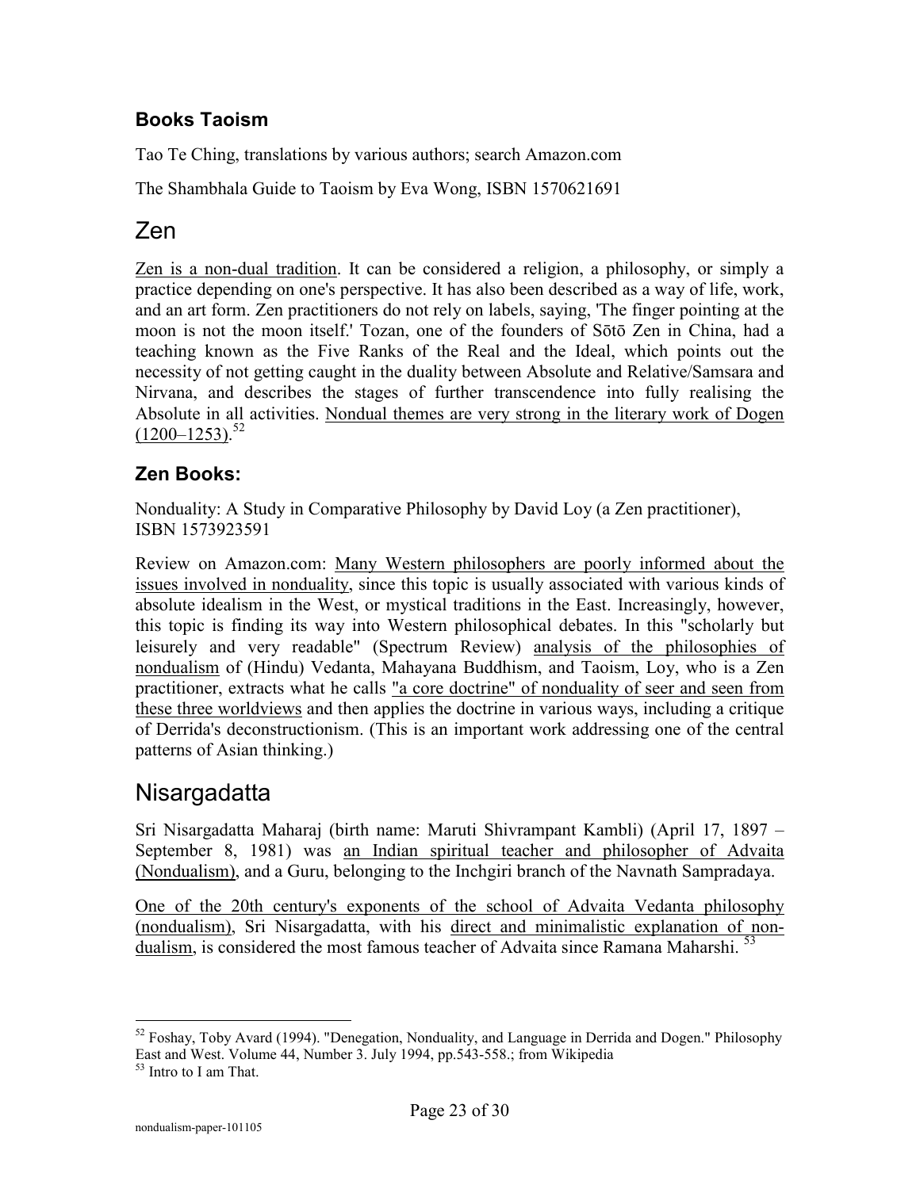### Books Taoism

Tao Te Ching, translations by various authors; search Amazon.com

The Shambhala Guide to Taoism by Eva Wong, ISBN 1570621691

## Zen

Zen is a non-dual tradition. It can be considered a religion, a philosophy, or simply a practice depending on one's perspective. It has also been described as a way of life, work, and an art form. Zen practitioners do not rely on labels, saying, 'The finger pointing at the moon is not the moon itself.' Tozan, one of the founders of Sōtō Zen in China, had a teaching known as the Five Ranks of the Real and the Ideal, which points out the necessity of not getting caught in the duality between Absolute and Relative/Samsara and Nirvana, and describes the stages of further transcendence into fully realising the Absolute in all activities. Nondual themes are very strong in the literary work of Dogen (1200–1253).[52]

### Zen Books:

Nonduality: A Study in Comparative Philosophy by David Loy (a Zen practitioner), ISBN 1573923591

Review on Amazon.com: Many Western philosophers are poorly informed about the issues involved in nonduality, since this topic is usually associated with various kinds of absolute idealism in the West, or mystical traditions in the East. Increasingly, however, this topic is finding its way into Western philosophical debates. In this "scholarly but leisurely and very readable" (Spectrum Review) analysis of the philosophies of nondualism of (Hindu) Vedanta, Mahayana Buddhism, and Taoism, Loy, who is a Zen practitioner, extracts what he calls "a core doctrine" of nonduality of seer and seen from these three worldviews and then applies the doctrine in various ways, including a critique of Derrida's deconstructionism. (This is an important work addressing one of the central patterns of Asian thinking.)

## Nisargadatta

Sri Nisargadatta Maharaj (birth name: Maruti Shivrampant Kambli) (April 17, 1897 – September 8, 1981) was an Indian spiritual teacher and philosopher of Advaita (Nondualism), and a Guru, belonging to the Inchgiri branch of the Navnath Sampradaya.

One of the 20th century's exponents of the school of Advaita Vedanta philosophy (nondualism), Sri Nisargadatta, with his direct and minimalistic explanation of non-dualism, is considered the most famous teacher of Advaita since Ramana Maharshi. [53]

---

[52] Foshay, Toby Avard (1994). "Denegation, Nonduality, and Language in Derrida and Dogen." Philosophy East and West. Volume 44, Number 3. July 1994, pp.543-558.; from Wikipedia

[53] Intro to I am That.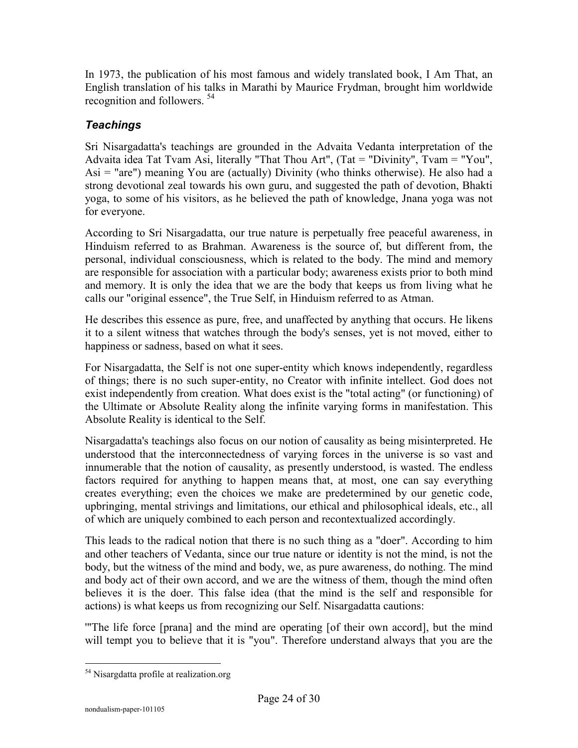In 1973, the publication of his most famous and widely translated book, I Am That, an English translation of his talks in Marathi by Maurice Frydman, brought him worldwide recognition and followers. [54]

### *Teachings*

Sri Nisargadatta's teachings are grounded in the Advaita Vedanta interpretation of the Advaita idea Tat Tvam Asi, literally "That Thou Art", (Tat = "Divinity", Tvam = "You", Asi = "are") meaning You are (actually) Divinity (who thinks otherwise). He also had a strong devotional zeal towards his own guru, and suggested the path of devotion, Bhakti yoga, to some of his visitors, as he believed the path of knowledge, Jnana yoga was not for everyone.

According to Sri Nisargadatta, our true nature is perpetually free peaceful awareness, in Hinduism referred to as Brahman. Awareness is the source of, but different from, the personal, individual consciousness, which is related to the body. The mind and memory are responsible for association with a particular body; awareness exists prior to both mind and memory. It is only the idea that we are the body that keeps us from living what he calls our "original essence", the True Self, in Hinduism referred to as Atman.

He describes this essence as pure, free, and unaffected by anything that occurs. He likens it to a silent witness that watches through the body's senses, yet is not moved, either to happiness or sadness, based on what it sees.

For Nisargadatta, the Self is not one super-entity which knows independently, regardless of things; there is no such super-entity, no Creator with infinite intellect. God does not exist independently from creation. What does exist is the "total acting" (or functioning) of the Ultimate or Absolute Reality along the infinite varying forms in manifestation. This Absolute Reality is identical to the Self.

Nisargadatta's teachings also focus on our notion of causality as being misinterpreted. He understood that the interconnectedness of varying forces in the universe is so vast and innumerable that the notion of causality, as presently understood, is wasted. The endless factors required for anything to happen means that, at most, one can say everything creates everything; even the choices we make are predetermined by our genetic code, upbringing, mental strivings and limitations, our ethical and philosophical ideals, etc., all of which are uniquely combined to each person and recontextualized accordingly.

This leads to the radical notion that there is no such thing as a "doer". According to him and other teachers of Vedanta, since our true nature or identity is not the mind, is not the body, but the witness of the mind and body, we, as pure awareness, do nothing. The mind and body act of their own accord, and we are the witness of them, though the mind often believes it is the doer. This false idea (that the mind is the self and responsible for actions) is what keeps us from recognizing our Self. Nisargadatta cautions:

'"The life force [prana] and the mind are operating [of their own accord], but the mind will tempt you to believe that it is "you". Therefore understand always that you are the

---

[54] Nisargdatta profile at realization.org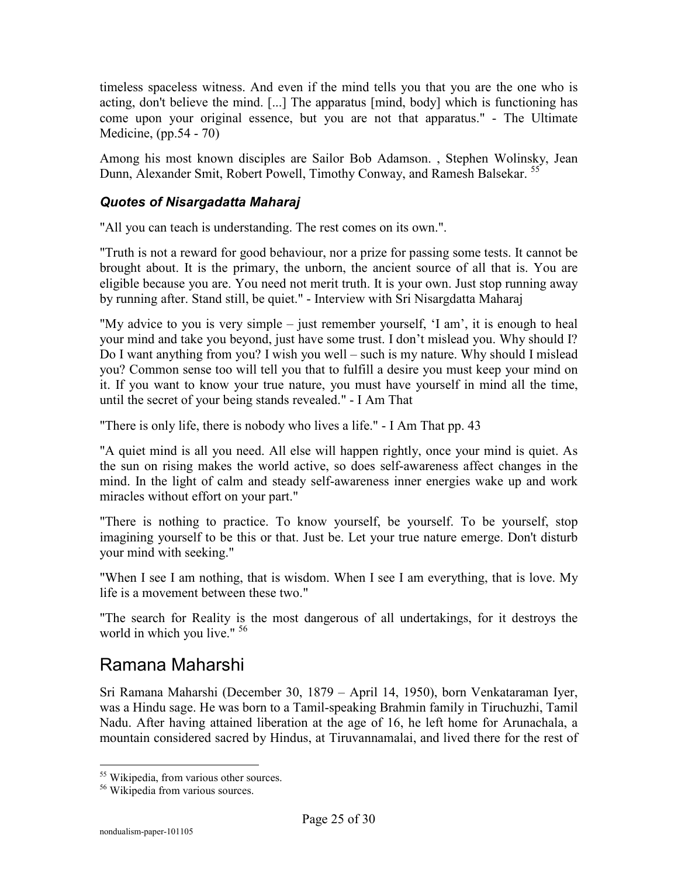timeless spaceless witness. And even if the mind tells you that you are the one who is acting, don't believe the mind. [...] The apparatus [mind, body] which is functioning has come upon your original essence, but you are not that apparatus." - The Ultimate Medicine, (pp.54 - 70)

Among his most known disciples are Sailor Bob Adamson. , Stephen Wolinsky, Jean Dunn, Alexander Smit, Robert Powell, Timothy Conway, and Ramesh Balsekar. [55]

### *Quotes of Nisargadatta Maharaj*

"All you can teach is understanding. The rest comes on its own.".

"Truth is not a reward for good behaviour, nor a prize for passing some tests. It cannot be brought about. It is the primary, the unborn, the ancient source of all that is. You are eligible because you are. You need not merit truth. It is your own. Just stop running away by running after. Stand still, be quiet." - Interview with Sri Nisargdatta Maharaj

"My advice to you is very simple – just remember yourself, 'I am', it is enough to heal your mind and take you beyond, just have some trust. I don't mislead you. Why should I? Do I want anything from you? I wish you well – such is my nature. Why should I mislead you? Common sense too will tell you that to fulfill a desire you must keep your mind on it. If you want to know your true nature, you must have yourself in mind all the time, until the secret of your being stands revealed." - I Am That

"There is only life, there is nobody who lives a life." - I Am That pp. 43

"A quiet mind is all you need. All else will happen rightly, once your mind is quiet. As the sun on rising makes the world active, so does self-awareness affect changes in the mind. In the light of calm and steady self-awareness inner energies wake up and work miracles without effort on your part."

"There is nothing to practice. To know yourself, be yourself. To be yourself, stop imagining yourself to be this or that. Just be. Let your true nature emerge. Don't disturb your mind with seeking."

"When I see I am nothing, that is wisdom. When I see I am everything, that is love. My life is a movement between these two."

"The search for Reality is the most dangerous of all undertakings, for it destroys the world in which you live." [56]

## Ramana Maharshi

Sri Ramana Maharshi (December 30, 1879 – April 14, 1950), born Venkataraman Iyer, was a Hindu sage. He was born to a Tamil-speaking Brahmin family in Tiruchuzhi, Tamil Nadu. After having attained liberation at the age of 16, he left home for Arunachala, a mountain considered sacred by Hindus, at Tiruvannamalai, and lived there for the rest of

[55] Wikipedia, from various other sources.

[56] Wikipedia from various sources.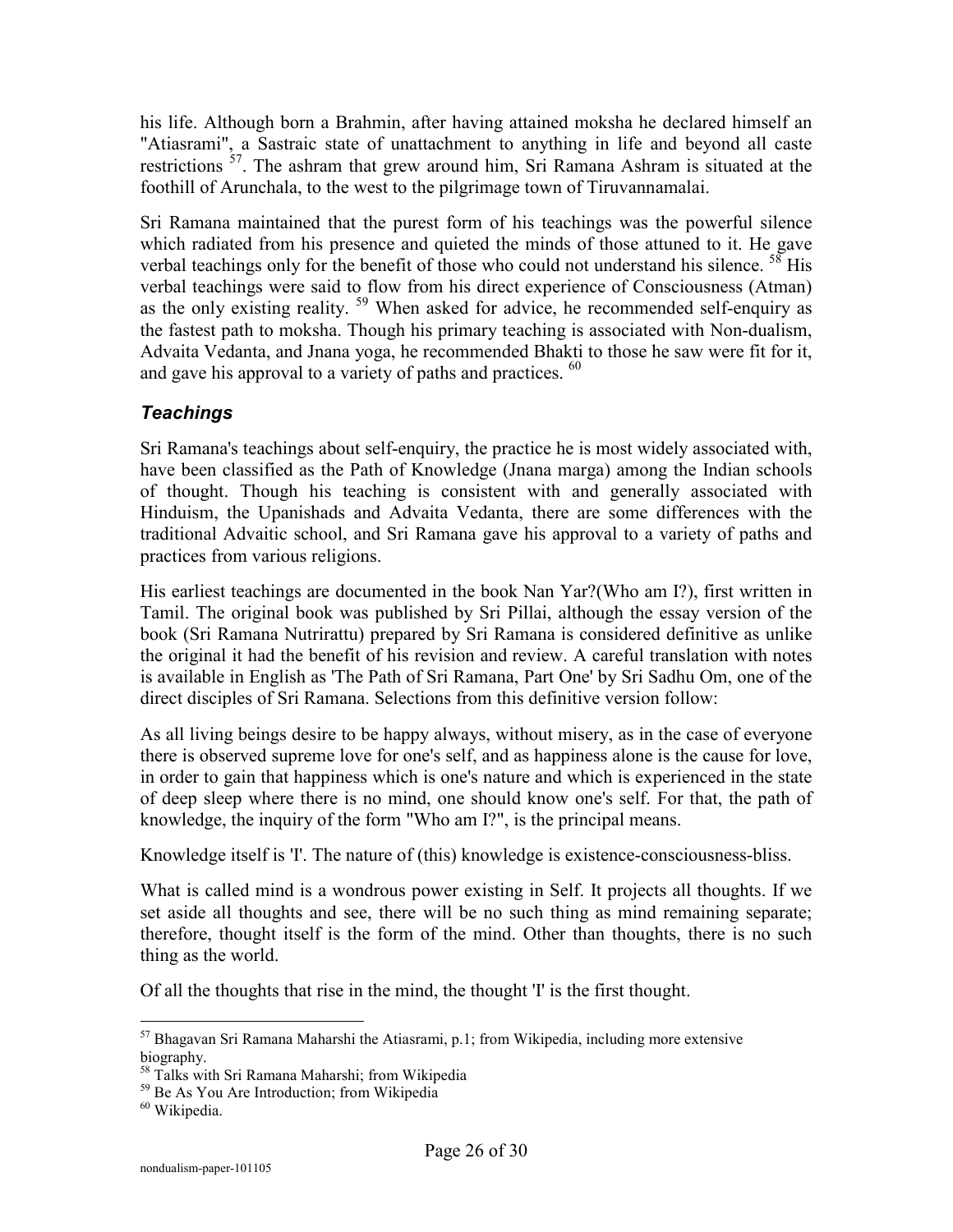his life. Although born a Brahmin, after having attained moksha he declared himself an "Atiasrami", a Sastraic state of unattachment to anything in life and beyond all caste restrictions [57]. The ashram that grew around him, Sri Ramana Ashram is situated at the foothill of Arunchala, to the west to the pilgrimage town of Tiruvannamalai.

Sri Ramana maintained that the purest form of his teachings was the powerful silence which radiated from his presence and quieted the minds of those attuned to it. He gave verbal teachings only for the benefit of those who could not understand his silence. [58] His verbal teachings were said to flow from his direct experience of Consciousness (Atman) as the only existing reality. [59] When asked for advice, he recommended self-enquiry as the fastest path to moksha. Though his primary teaching is associated with Non-dualism, Advaita Vedanta, and Jnana yoga, he recommended Bhakti to those he saw were fit for it, and gave his approval to a variety of paths and practices. [60]

### *Teachings*

Sri Ramana's teachings about self-enquiry, the practice he is most widely associated with, have been classified as the Path of Knowledge (Jnana marga) among the Indian schools of thought. Though his teaching is consistent with and generally associated with Hinduism, the Upanishads and Advaita Vedanta, there are some differences with the traditional Advaitic school, and Sri Ramana gave his approval to a variety of paths and practices from various religions.

His earliest teachings are documented in the book Nan Yar?(Who am I?), first written in Tamil. The original book was published by Sri Pillai, although the essay version of the book (Sri Ramana Nutrirattu) prepared by Sri Ramana is considered definitive as unlike the original it had the benefit of his revision and review. A careful translation with notes is available in English as 'The Path of Sri Ramana, Part One' by Sri Sadhu Om, one of the direct disciples of Sri Ramana. Selections from this definitive version follow:

As all living beings desire to be happy always, without misery, as in the case of everyone there is observed supreme love for one's self, and as happiness alone is the cause for love, in order to gain that happiness which is one's nature and which is experienced in the state of deep sleep where there is no mind, one should know one's self. For that, the path of knowledge, the inquiry of the form "Who am I?", is the principal means.

Knowledge itself is 'I'. The nature of (this) knowledge is existence-consciousness-bliss.

What is called mind is a wondrous power existing in Self. It projects all thoughts. If we set aside all thoughts and see, there will be no such thing as mind remaining separate; therefore, thought itself is the form of the mind. Other than thoughts, there is no such thing as the world.

Of all the thoughts that rise in the mind, the thought 'I' is the first thought.

---

[57] Bhagavan Sri Ramana Maharshi the Atiasrami, p.1; from Wikipedia, including more extensive biography.

[58] Talks with Sri Ramana Maharshi; from Wikipedia

[59] Be As You Are Introduction; from Wikipedia

[60] Wikipedia.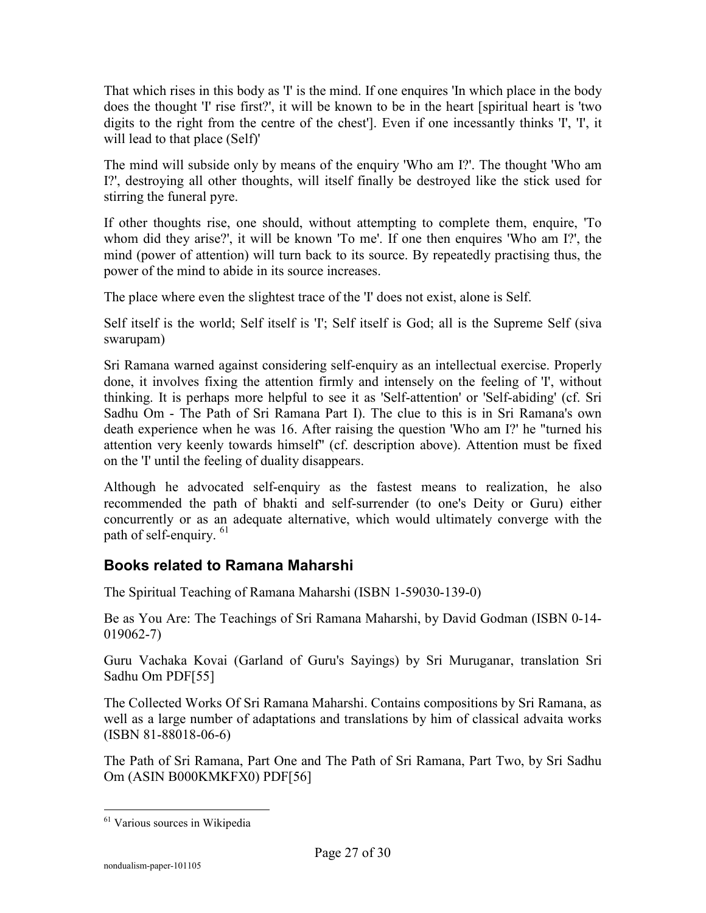That which rises in this body as 'I' is the mind. If one enquires 'In which place in the body does the thought 'I' rise first?', it will be known to be in the heart [spiritual heart is 'two digits to the right from the centre of the chest']. Even if one incessantly thinks 'I', 'I', it will lead to that place (Self)'

The mind will subside only by means of the enquiry 'Who am I?'. The thought 'Who am I?', destroying all other thoughts, will itself finally be destroyed like the stick used for stirring the funeral pyre.

If other thoughts rise, one should, without attempting to complete them, enquire, 'To whom did they arise?', it will be known 'To me'. If one then enquires 'Who am I?', the mind (power of attention) will turn back to its source. By repeatedly practising thus, the power of the mind to abide in its source increases.

The place where even the slightest trace of the 'I' does not exist, alone is Self.

Self itself is the world; Self itself is 'I'; Self itself is God; all is the Supreme Self (siva swarupam)

Sri Ramana warned against considering self-enquiry as an intellectual exercise. Properly done, it involves fixing the attention firmly and intensely on the feeling of 'I', without thinking. It is perhaps more helpful to see it as 'Self-attention' or 'Self-abiding' (cf. Sri Sadhu Om - The Path of Sri Ramana Part I). The clue to this is in Sri Ramana's own death experience when he was 16. After raising the question 'Who am I?' he "turned his attention very keenly towards himself" (cf. description above). Attention must be fixed on the 'I' until the feeling of duality disappears.

Although he advocated self-enquiry as the fastest means to realization, he also recommended the path of bhakti and self-surrender (to one's Deity or Guru) either concurrently or as an adequate alternative, which would ultimately converge with the path of self-enquiry. [61]

## Books related to Ramana Maharshi

The Spiritual Teaching of Ramana Maharshi (ISBN 1-59030-139-0)

Be as You Are: The Teachings of Sri Ramana Maharshi, by David Godman (ISBN 0-14-019062-7)

Guru Vachaka Kovai (Garland of Guru's Sayings) by Sri Muruganar, translation Sri Sadhu Om PDF[55]

The Collected Works Of Sri Ramana Maharshi. Contains compositions by Sri Ramana, as well as a large number of adaptations and translations by him of classical advaita works (ISBN 81-88018-06-6)

The Path of Sri Ramana, Part One and The Path of Sri Ramana, Part Two, by Sri Sadhu Om (ASIN B000KMKFX0) PDF[56]

---

[61] Various sources in Wikipedia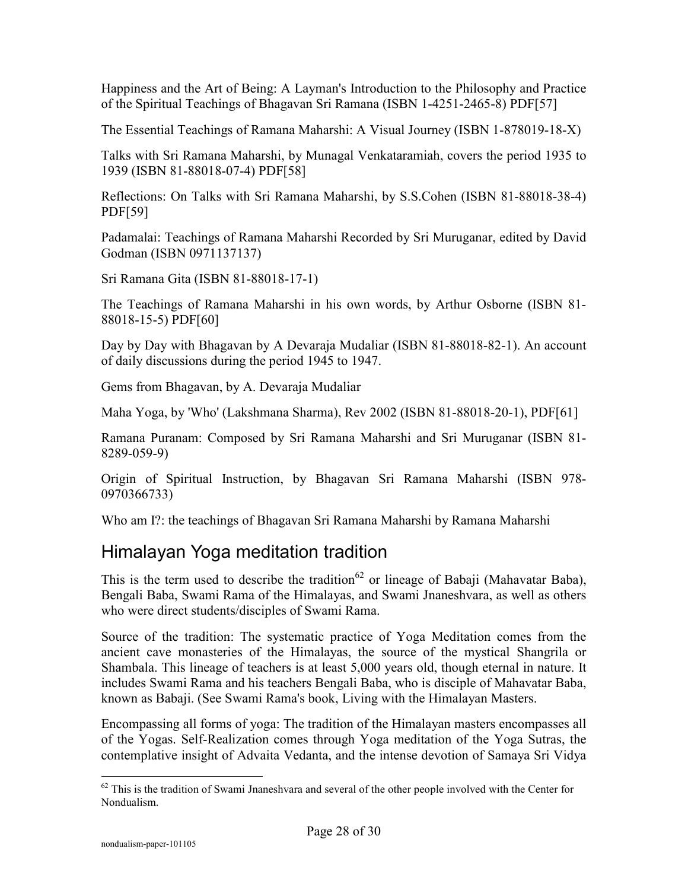Happiness and the Art of Being: A Layman's Introduction to the Philosophy and Practice of the Spiritual Teachings of Bhagavan Sri Ramana (ISBN 1-4251-2465-8) PDF[57]

The Essential Teachings of Ramana Maharshi: A Visual Journey (ISBN 1-878019-18-X)

Talks with Sri Ramana Maharshi, by Munagal Venkataramiah, covers the period 1935 to 1939 (ISBN 81-88018-07-4) PDF[58]

Reflections: On Talks with Sri Ramana Maharshi, by S.S.Cohen (ISBN 81-88018-38-4) PDF[59]

Padamalai: Teachings of Ramana Maharshi Recorded by Sri Muruganar, edited by David Godman (ISBN 0971137137)

Sri Ramana Gita (ISBN 81-88018-17-1)

The Teachings of Ramana Maharshi in his own words, by Arthur Osborne (ISBN 81-88018-15-5) PDF[60]

Day by Day with Bhagavan by A Devaraja Mudaliar (ISBN 81-88018-82-1). An account of daily discussions during the period 1945 to 1947.

Gems from Bhagavan, by A. Devaraja Mudaliar

Maha Yoga, by 'Who' (Lakshmana Sharma), Rev 2002 (ISBN 81-88018-20-1), PDF[61]

Ramana Puranam: Composed by Sri Ramana Maharshi and Sri Muruganar (ISBN 81-8289-059-9)

Origin of Spiritual Instruction, by Bhagavan Sri Ramana Maharshi (ISBN 978-0970366733)

Who am I?: the teachings of Bhagavan Sri Ramana Maharshi by Ramana Maharshi

## Himalayan Yoga meditation tradition

This is the term used to describe the tradition[62] or lineage of Babaji (Mahavatar Baba), Bengali Baba, Swami Rama of the Himalayas, and Swami Jnaneshvara, as well as others who were direct students/disciples of Swami Rama.

Source of the tradition: The systematic practice of Yoga Meditation comes from the ancient cave monasteries of the Himalayas, the source of the mystical Shangrila or Shambala. This lineage of teachers is at least 5,000 years old, though eternal in nature. It includes Swami Rama and his teachers Bengali Baba, who is disciple of Mahavatar Baba, known as Babaji. (See Swami Rama's book, Living with the Himalayan Masters.

Encompassing all forms of yoga: The tradition of the Himalayan masters encompasses all of the Yogas. Self-Realization comes through Yoga meditation of the Yoga Sutras, the contemplative insight of Advaita Vedanta, and the intense devotion of Samaya Sri Vidya

[62] This is the tradition of Swami Jnaneshvara and several of the other people involved with the Center for Nondualism.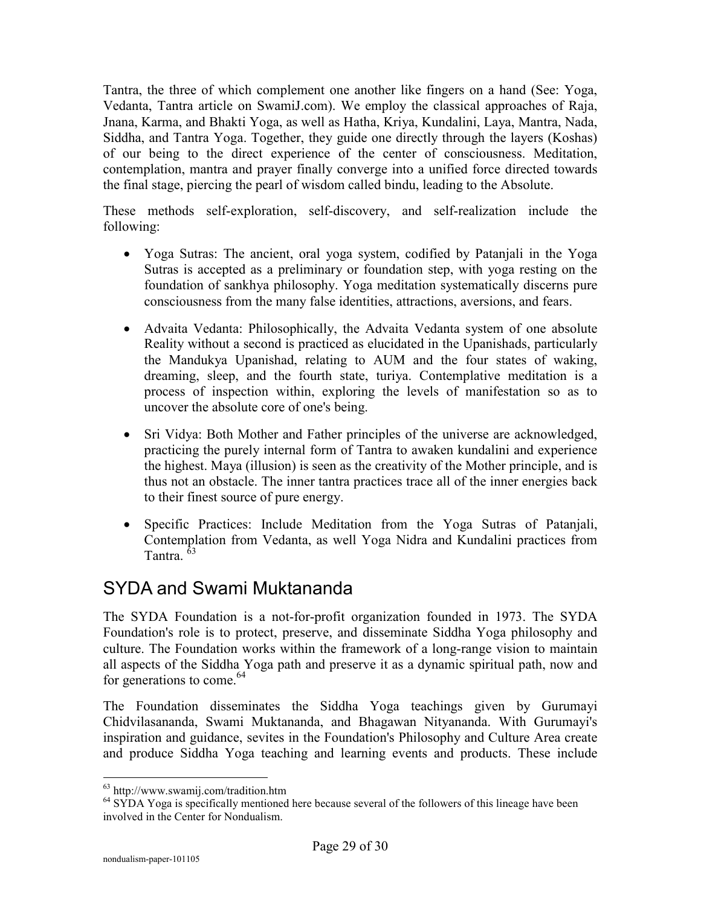Tantra, the three of which complement one another like fingers on a hand (See: Yoga, Vedanta, Tantra article on SwamiJ.com). We employ the classical approaches of Raja, Jnana, Karma, and Bhakti Yoga, as well as Hatha, Kriya, Kundalini, Laya, Mantra, Nada, Siddha, and Tantra Yoga. Together, they guide one directly through the layers (Koshas) of our being to the direct experience of the center of consciousness. Meditation, contemplation, mantra and prayer finally converge into a unified force directed towards the final stage, piercing the pearl of wisdom called bindu, leading to the Absolute.

These methods self-exploration, self-discovery, and self-realization include the following:

- Yoga Sutras: The ancient, oral yoga system, codified by Patanjali in the Yoga Sutras is accepted as a preliminary or foundation step, with yoga resting on the foundation of sankhya philosophy. Yoga meditation systematically discerns pure consciousness from the many false identities, attractions, aversions, and fears.

- Advaita Vedanta: Philosophically, the Advaita Vedanta system of one absolute Reality without a second is practiced as elucidated in the Upanishads, particularly the Mandukya Upanishad, relating to AUM and the four states of waking, dreaming, sleep, and the fourth state, turiya. Contemplative meditation is a process of inspection within, exploring the levels of manifestation so as to uncover the absolute core of one's being.

- Sri Vidya: Both Mother and Father principles of the universe are acknowledged, practicing the purely internal form of Tantra to awaken kundalini and experience the highest. Maya (illusion) is seen as the creativity of the Mother principle, and is thus not an obstacle. The inner tantra practices trace all of the inner energies back to their finest source of pure energy.

- Specific Practices: Include Meditation from the Yoga Sutras of Patanjali, Contemplation from Vedanta, as well Yoga Nidra and Kundalini practices from Tantra. [63]

## SYDA and Swami Muktananda

The SYDA Foundation is a not-for-profit organization founded in 1973. The SYDA Foundation's role is to protect, preserve, and disseminate Siddha Yoga philosophy and culture. The Foundation works within the framework of a long-range vision to maintain all aspects of the Siddha Yoga path and preserve it as a dynamic spiritual path, now and for generations to come.[64]

The Foundation disseminates the Siddha Yoga teachings given by Gurumayi Chidvilasananda, Swami Muktananda, and Bhagawan Nityananda. With Gurumayi's inspiration and guidance, sevites in the Foundation's Philosophy and Culture Area create and produce Siddha Yoga teaching and learning events and products. These include

---

[63] http://www.swamij.com/tradition.htm

[64] SYDA Yoga is specifically mentioned here because several of the followers of this lineage have been involved in the Center for Nondualism.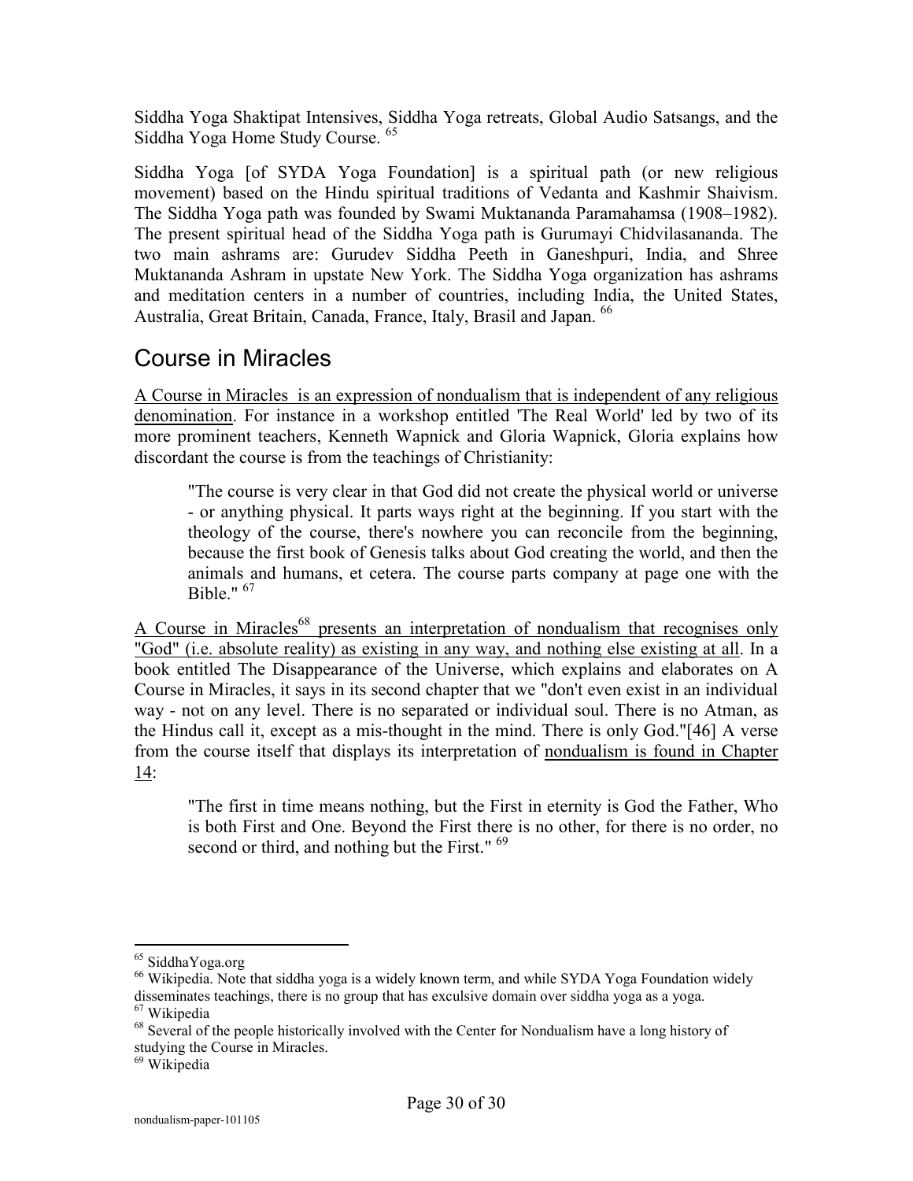Siddha Yoga Shaktipat Intensives, Siddha Yoga retreats, Global Audio Satsangs, and the Siddha Yoga Home Study Course. [65]

Siddha Yoga [of SYDA Yoga Foundation] is a spiritual path (or new religious movement) based on the Hindu spiritual traditions of Vedanta and Kashmir Shaivism. The Siddha Yoga path was founded by Swami Muktananda Paramahamsa (1908–1982). The present spiritual head of the Siddha Yoga path is Gurumayi Chidvilasananda. The two main ashrams are: Gurudev Siddha Peeth in Ganeshpuri, India, and Shree Muktananda Ashram in upstate New York. The Siddha Yoga organization has ashrams and meditation centers in a number of countries, including India, the United States, Australia, Great Britain, Canada, France, Italy, Brasil and Japan. [66]

## Course in Miracles

<u>A Course in Miracles is an expression of nondualism that is independent of any religious denomination</u>. For instance in a workshop entitled 'The Real World' led by two of its more prominent teachers, Kenneth Wapnick and Gloria Wapnick, Gloria explains how discordant the course is from the teachings of Christianity:

> "The course is very clear in that God did not create the physical world or universe - or anything physical. It parts ways right at the beginning. If you start with the theology of the course, there's nowhere you can reconcile from the beginning, because the first book of Genesis talks about God creating the world, and then the animals and humans, et cetera. The course parts company at page one with the Bible." [67]

<u>A Course in Miracles[68] presents an interpretation of nondualism that recognises only "God" (i.e. absolute reality) as existing in any way, and nothing else existing at all</u>. In a book entitled The Disappearance of the Universe, which explains and elaborates on A Course in Miracles, it says in its second chapter that we "don't even exist in an individual way - not on any level. There is no separated or individual soul. There is no Atman, as the Hindus call it, except as a mis-thought in the mind. There is only God."[46] A verse from the course itself that displays its interpretation of <u>nondualism is found in Chapter 14</u>:

> "The first in time means nothing, but the First in eternity is God the Father, Who is both First and One. Beyond the First there is no other, for there is no order, no second or third, and nothing but the First." [69]

---

[65] SiddhaYoga.org

[66] Wikipedia. Note that siddha yoga is a widely known term, and while SYDA Yoga Foundation widely disseminates teachings, there is no group that has exculsive domain over siddha yoga as a yoga.

[67] Wikipedia

[68] Several of the people historically involved with the Center for Nondualism have a long history of studying the Course in Miracles.

[69] Wikipedia

nondualism-paper-101105